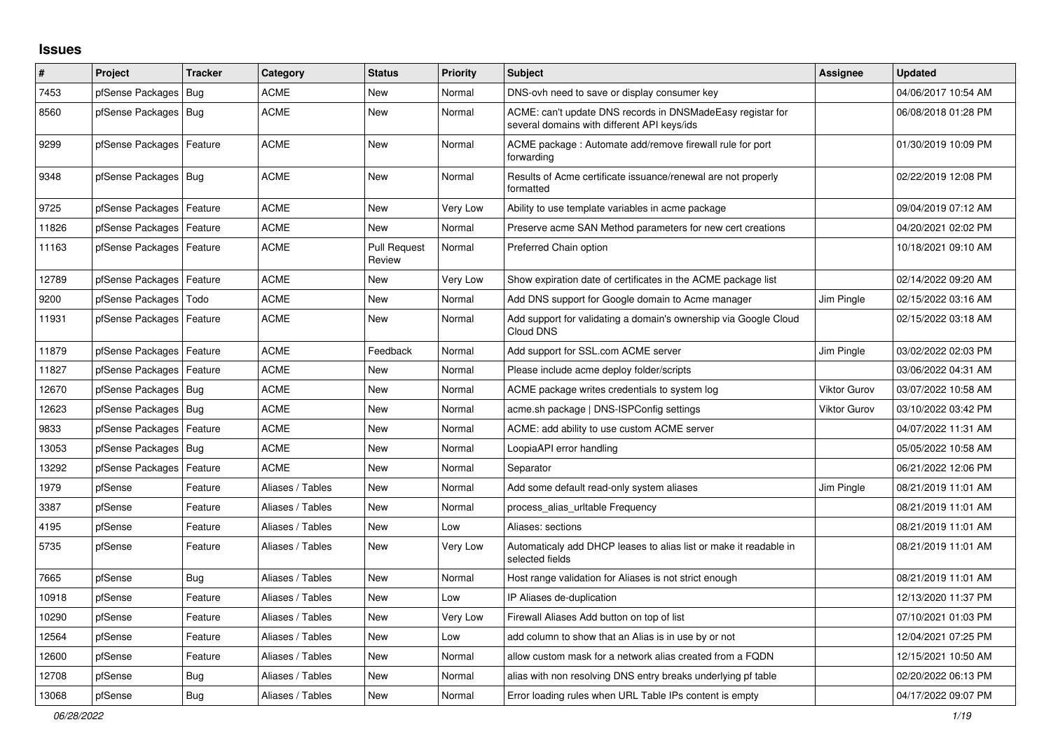# Issues

| # | Project | Tracker | Category | Status | Priority | Subject | Assignee | Updated |
|---|---|---|---|---|---|---|---|---|
| 7453 | pfSense Packages | Bug | ACME | New | Normal | DNS-ovh need to save or display consumer key | | 04/06/2017 10:54 AM |
| 8560 | pfSense Packages | Bug | ACME | New | Normal | ACME: can't update DNS records in DNSMadeEasy registar for several domains with different API keys/ids | | 06/08/2018 01:28 PM |
| 9299 | pfSense Packages | Feature | ACME | New | Normal | ACME package : Automate add/remove firewall rule for port forwarding | | 01/30/2019 10:09 PM |
| 9348 | pfSense Packages | Bug | ACME | New | Normal | Results of Acme certificate issuance/renewal are not properly formatted | | 02/22/2019 12:08 PM |
| 9725 | pfSense Packages | Feature | ACME | New | Very Low | Ability to use template variables in acme package | | 09/04/2019 07:12 AM |
| 11826 | pfSense Packages | Feature | ACME | New | Normal | Preserve acme SAN Method parameters for new cert creations | | 04/20/2021 02:02 PM |
| 11163 | pfSense Packages | Feature | ACME | Pull Request Review | Normal | Preferred Chain option | | 10/18/2021 09:10 AM |
| 12789 | pfSense Packages | Feature | ACME | New | Very Low | Show expiration date of certificates in the ACME package list | | 02/14/2022 09:20 AM |
| 9200 | pfSense Packages | Todo | ACME | New | Normal | Add DNS support for Google domain to Acme manager | Jim Pingle | 02/15/2022 03:16 AM |
| 11931 | pfSense Packages | Feature | ACME | New | Normal | Add support for validating a domain's ownership via Google Cloud Cloud DNS | | 02/15/2022 03:18 AM |
| 11879 | pfSense Packages | Feature | ACME | Feedback | Normal | Add support for SSL.com ACME server | Jim Pingle | 03/02/2022 02:03 PM |
| 11827 | pfSense Packages | Feature | ACME | New | Normal | Please include acme deploy folder/scripts | | 03/06/2022 04:31 AM |
| 12670 | pfSense Packages | Bug | ACME | New | Normal | ACME package writes credentials to system log | Viktor Gurov | 03/07/2022 10:58 AM |
| 12623 | pfSense Packages | Bug | ACME | New | Normal | acme.sh package \| DNS-ISPConfig settings | Viktor Gurov | 03/10/2022 03:42 PM |
| 9833 | pfSense Packages | Feature | ACME | New | Normal | ACME: add ability to use custom ACME server | | 04/07/2022 11:31 AM |
| 13053 | pfSense Packages | Bug | ACME | New | Normal | LoopiaAPI error handling | | 05/05/2022 10:58 AM |
| 13292 | pfSense Packages | Feature | ACME | New | Normal | Separator | | 06/21/2022 12:06 PM |
| 1979 | pfSense | Feature | Aliases / Tables | New | Normal | Add some default read-only system aliases | Jim Pingle | 08/21/2019 11:01 AM |
| 3387 | pfSense | Feature | Aliases / Tables | New | Normal | process_alias_urltable Frequency | | 08/21/2019 11:01 AM |
| 4195 | pfSense | Feature | Aliases / Tables | New | Low | Aliases: sections | | 08/21/2019 11:01 AM |
| 5735 | pfSense | Feature | Aliases / Tables | New | Very Low | Automaticaly add DHCP leases to alias list or make it readable in selected fields | | 08/21/2019 11:01 AM |
| 7665 | pfSense | Bug | Aliases / Tables | New | Normal | Host range validation for Aliases is not strict enough | | 08/21/2019 11:01 AM |
| 10918 | pfSense | Feature | Aliases / Tables | New | Low | IP Aliases de-duplication | | 12/13/2020 11:37 PM |
| 10290 | pfSense | Feature | Aliases / Tables | New | Very Low | Firewall Aliases Add button on top of list | | 07/10/2021 01:03 PM |
| 12564 | pfSense | Feature | Aliases / Tables | New | Low | add column to show that an Alias is in use by or not | | 12/04/2021 07:25 PM |
| 12600 | pfSense | Feature | Aliases / Tables | New | Normal | allow custom mask for a network alias created from a FQDN | | 12/15/2021 10:50 AM |
| 12708 | pfSense | Bug | Aliases / Tables | New | Normal | alias with non resolving DNS entry breaks underlying pf table | | 02/20/2022 06:13 PM |
| 13068 | pfSense | Bug | Aliases / Tables | New | Normal | Error loading rules when URL Table IPs content is empty | | 04/17/2022 09:07 PM |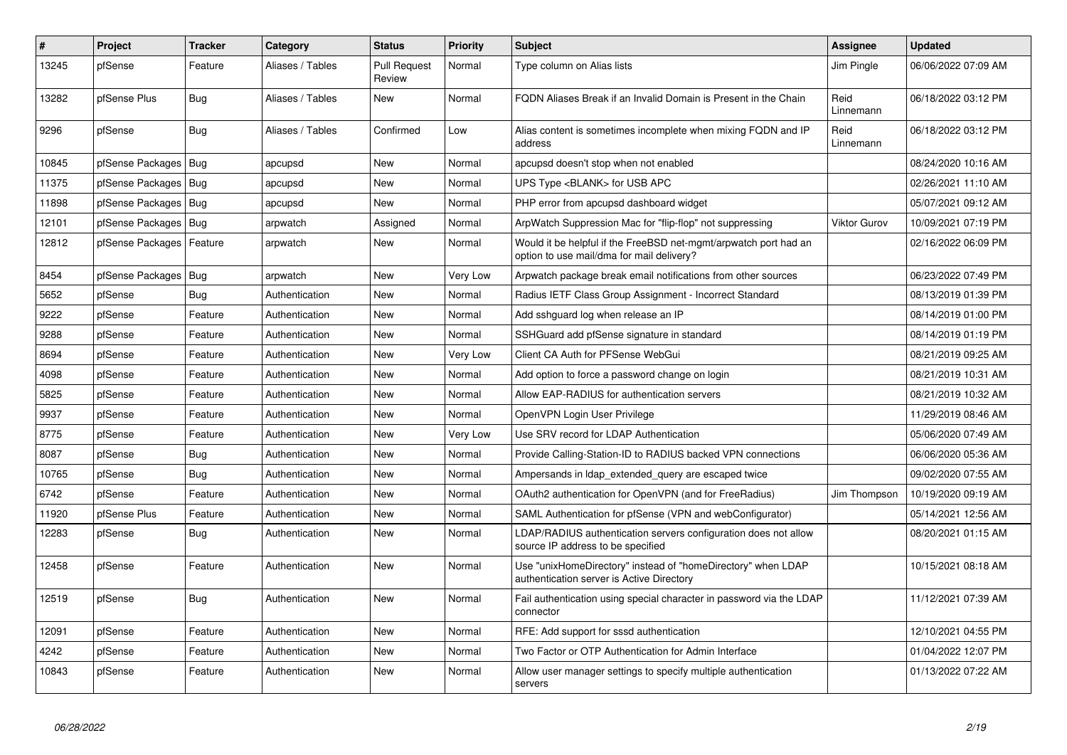| # | Project | Tracker | Category | Status | Priority | Subject | Assignee | Updated |
|---|---|---|---|---|---|---|---|---|
| 13245 | pfSense | Feature | Aliases / Tables | Pull Request Review | Normal | Type column on Alias lists | Jim Pingle | 06/06/2022 07:09 AM |
| 13282 | pfSense Plus | Bug | Aliases / Tables | New | Normal | FQDN Aliases Break if an Invalid Domain is Present in the Chain | Reid Linnemann | 06/18/2022 03:12 PM |
| 9296 | pfSense | Bug | Aliases / Tables | Confirmed | Low | Alias content is sometimes incomplete when mixing FQDN and IP address | Reid Linnemann | 06/18/2022 03:12 PM |
| 10845 | pfSense Packages | Bug | apcupsd | New | Normal | apcupsd doesn't stop when not enabled | | 08/24/2020 10:16 AM |
| 11375 | pfSense Packages | Bug | apcupsd | New | Normal | UPS Type <BLANK> for USB APC | | 02/26/2021 11:10 AM |
| 11898 | pfSense Packages | Bug | apcupsd | New | Normal | PHP error from apcupsd dashboard widget | | 05/07/2021 09:12 AM |
| 12101 | pfSense Packages | Bug | arpwatch | Assigned | Normal | ArpWatch Suppression Mac for "flip-flop" not suppressing | Viktor Gurov | 10/09/2021 07:19 PM |
| 12812 | pfSense Packages | Feature | arpwatch | New | Normal | Would it be helpful if the FreeBSD net-mgmt/arpwatch port had an option to use mail/dma for mail delivery? | | 02/16/2022 06:09 PM |
| 8454 | pfSense Packages | Bug | arpwatch | New | Very Low | Arpwatch package break email notifications from other sources | | 06/23/2022 07:49 PM |
| 5652 | pfSense | Bug | Authentication | New | Normal | Radius IETF Class Group Assignment - Incorrect Standard | | 08/13/2019 01:39 PM |
| 9222 | pfSense | Feature | Authentication | New | Normal | Add sshguard log when release an IP | | 08/14/2019 01:00 PM |
| 9288 | pfSense | Feature | Authentication | New | Normal | SSHGuard add pfSense signature in standard | | 08/14/2019 01:19 PM |
| 8694 | pfSense | Feature | Authentication | New | Very Low | Client CA Auth for PFSense WebGui | | 08/21/2019 09:25 AM |
| 4098 | pfSense | Feature | Authentication | New | Normal | Add option to force a password change on login | | 08/21/2019 10:31 AM |
| 5825 | pfSense | Feature | Authentication | New | Normal | Allow EAP-RADIUS for authentication servers | | 08/21/2019 10:32 AM |
| 9937 | pfSense | Feature | Authentication | New | Normal | OpenVPN Login User Privilege | | 11/29/2019 08:46 AM |
| 8775 | pfSense | Feature | Authentication | New | Very Low | Use SRV record for LDAP Authentication | | 05/06/2020 07:49 AM |
| 8087 | pfSense | Bug | Authentication | New | Normal | Provide Calling-Station-ID to RADIUS backed VPN connections | | 06/06/2020 05:36 AM |
| 10765 | pfSense | Bug | Authentication | New | Normal | Ampersands in ldap_extended_query are escaped twice | | 09/02/2020 07:55 AM |
| 6742 | pfSense | Feature | Authentication | New | Normal | OAuth2 authentication for OpenVPN (and for FreeRadius) | Jim Thompson | 10/19/2020 09:19 AM |
| 11920 | pfSense Plus | Feature | Authentication | New | Normal | SAML Authentication for pfSense (VPN and webConfigurator) | | 05/14/2021 12:56 AM |
| 12283 | pfSense | Bug | Authentication | New | Normal | LDAP/RADIUS authentication servers configuration does not allow source IP address to be specified | | 08/20/2021 01:15 AM |
| 12458 | pfSense | Feature | Authentication | New | Normal | Use "unixHomeDirectory" instead of "homeDirectory" when LDAP authentication server is Active Directory | | 10/15/2021 08:18 AM |
| 12519 | pfSense | Bug | Authentication | New | Normal | Fail authentication using special character in password via the LDAP connector | | 11/12/2021 07:39 AM |
| 12091 | pfSense | Feature | Authentication | New | Normal | RFE: Add support for sssd authentication | | 12/10/2021 04:55 PM |
| 4242 | pfSense | Feature | Authentication | New | Normal | Two Factor or OTP Authentication for Admin Interface | | 01/04/2022 12:07 PM |
| 10843 | pfSense | Feature | Authentication | New | Normal | Allow user manager settings to specify multiple authentication servers | | 01/13/2022 07:22 AM |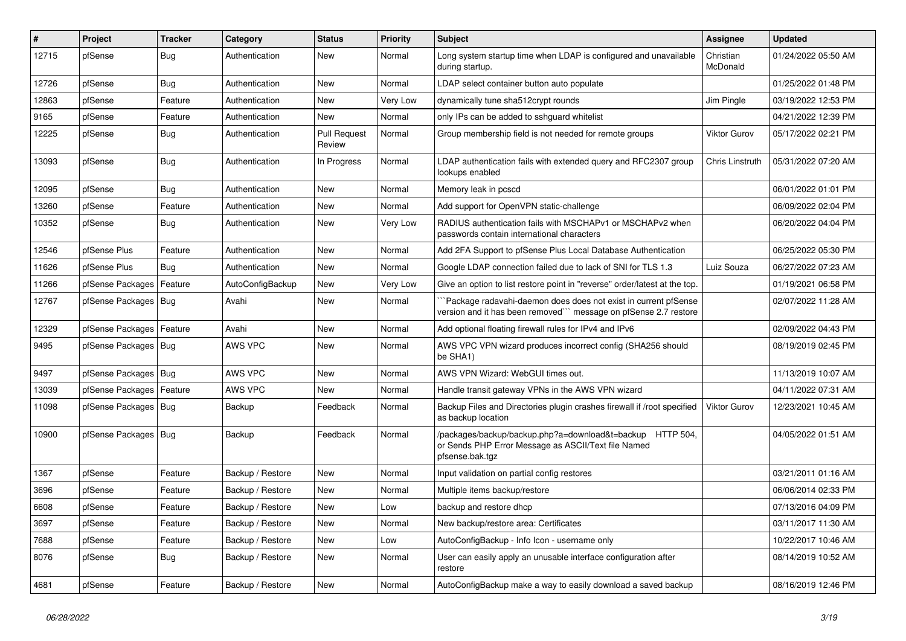| # | Project | Tracker | Category | Status | Priority | Subject | Assignee | Updated |
|---|---|---|---|---|---|---|---|---|
| 12715 | pfSense | Bug | Authentication | New | Normal | Long system startup time when LDAP is configured and unavailable during startup. | Christian McDonald | 01/24/2022 05:50 AM |
| 12726 | pfSense | Bug | Authentication | New | Normal | LDAP select container button auto populate | | 01/25/2022 01:48 PM |
| 12863 | pfSense | Feature | Authentication | New | Very Low | dynamically tune sha512crypt rounds | Jim Pingle | 03/19/2022 12:53 PM |
| 9165 | pfSense | Feature | Authentication | New | Normal | only IPs can be added to sshguard whitelist | | 04/21/2022 12:39 PM |
| 12225 | pfSense | Bug | Authentication | Pull Request Review | Normal | Group membership field is not needed for remote groups | Viktor Gurov | 05/17/2022 02:21 PM |
| 13093 | pfSense | Bug | Authentication | In Progress | Normal | LDAP authentication fails with extended query and RFC2307 group lookups enabled | Chris Linstruth | 05/31/2022 07:20 AM |
| 12095 | pfSense | Bug | Authentication | New | Normal | Memory leak in pcscd | | 06/01/2022 01:01 PM |
| 13260 | pfSense | Feature | Authentication | New | Normal | Add support for OpenVPN static-challenge | | 06/09/2022 02:04 PM |
| 10352 | pfSense | Bug | Authentication | New | Very Low | RADIUS authentication fails with MSCHAPv1 or MSCHAPv2 when passwords contain international characters | | 06/20/2022 04:04 PM |
| 12546 | pfSense Plus | Feature | Authentication | New | Normal | Add 2FA Support to pfSense Plus Local Database Authentication | | 06/25/2022 05:30 PM |
| 11626 | pfSense Plus | Bug | Authentication | New | Normal | Google LDAP connection failed due to lack of SNI for TLS 1.3 | Luiz Souza | 06/27/2022 07:23 AM |
| 11266 | pfSense Packages | Feature | AutoConfigBackup | New | Very Low | Give an option to list restore point in "reverse" order/latest at the top. | | 01/19/2021 06:58 PM |
| 12767 | pfSense Packages | Bug | Avahi | New | Normal | ```Package radavahi-daemon does does not exist in current pfSense version and it has been removed``` message on pfSense 2.7 restore | | 02/07/2022 11:28 AM |
| 12329 | pfSense Packages | Feature | Avahi | New | Normal | Add optional floating firewall rules for IPv4 and IPv6 | | 02/09/2022 04:43 PM |
| 9495 | pfSense Packages | Bug | AWS VPC | New | Normal | AWS VPC VPN wizard produces incorrect config (SHA256 should be SHA1) | | 08/19/2019 02:45 PM |
| 9497 | pfSense Packages | Bug | AWS VPC | New | Normal | AWS VPN Wizard: WebGUI times out. | | 11/13/2019 10:07 AM |
| 13039 | pfSense Packages | Feature | AWS VPC | New | Normal | Handle transit gateway VPNs in the AWS VPN wizard | | 04/11/2022 07:31 AM |
| 11098 | pfSense Packages | Bug | Backup | Feedback | Normal | Backup Files and Directories plugin crashes firewall if /root specified as backup location | Viktor Gurov | 12/23/2021 10:45 AM |
| 10900 | pfSense Packages | Bug | Backup | Feedback | Normal | /packages/backup/backup.php?a=download&t=backup HTTP 504, or Sends PHP Error Message as ASCII/Text file Named pfsense.bak.tgz | | 04/05/2022 01:51 AM |
| 1367 | pfSense | Feature | Backup / Restore | New | Normal | Input validation on partial config restores | | 03/21/2011 01:16 AM |
| 3696 | pfSense | Feature | Backup / Restore | New | Normal | Multiple items backup/restore | | 06/06/2014 02:33 PM |
| 6608 | pfSense | Feature | Backup / Restore | New | Low | backup and restore dhcp | | 07/13/2016 04:09 PM |
| 3697 | pfSense | Feature | Backup / Restore | New | Normal | New backup/restore area: Certificates | | 03/11/2017 11:30 AM |
| 7688 | pfSense | Feature | Backup / Restore | New | Low | AutoConfigBackup - Info Icon - username only | | 10/22/2017 10:46 AM |
| 8076 | pfSense | Bug | Backup / Restore | New | Normal | User can easily apply an unusable interface configuration after restore | | 08/14/2019 10:52 AM |
| 4681 | pfSense | Feature | Backup / Restore | New | Normal | AutoConfigBackup make a way to easily download a saved backup | | 08/16/2019 12:46 PM |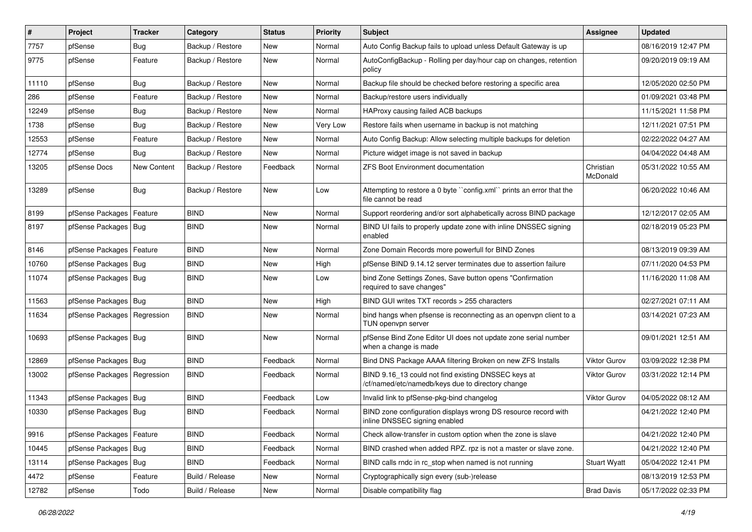| # | Project | Tracker | Category | Status | Priority | Subject | Assignee | Updated |
|---|---|---|---|---|---|---|---|---|
| 7757 | pfSense | Bug | Backup / Restore | New | Normal | Auto Config Backup fails to upload unless Default Gateway is up | | 08/16/2019 12:47 PM |
| 9775 | pfSense | Feature | Backup / Restore | New | Normal | AutoConfigBackup - Rolling per day/hour cap on changes, retention policy | | 09/20/2019 09:19 AM |
| 11110 | pfSense | Bug | Backup / Restore | New | Normal | Backup file should be checked before restoring a specific area | | 12/05/2020 02:50 PM |
| 286 | pfSense | Feature | Backup / Restore | New | Normal | Backup/restore users individually | | 01/09/2021 03:48 PM |
| 12249 | pfSense | Bug | Backup / Restore | New | Normal | HAProxy causing failed ACB backups | | 11/15/2021 11:58 PM |
| 1738 | pfSense | Bug | Backup / Restore | New | Very Low | Restore fails when username in backup is not matching | | 12/11/2021 07:51 PM |
| 12553 | pfSense | Feature | Backup / Restore | New | Normal | Auto Config Backup: Allow selecting multiple backups for deletion | | 02/22/2022 04:27 AM |
| 12774 | pfSense | Bug | Backup / Restore | New | Normal | Picture widget image is not saved in backup | | 04/04/2022 04:48 AM |
| 13205 | pfSense Docs | New Content | Backup / Restore | Feedback | Normal | ZFS Boot Environment documentation | Christian McDonald | 05/31/2022 10:55 AM |
| 13289 | pfSense | Bug | Backup / Restore | New | Low | Attempting to restore a 0 byte ``config.xml`` prints an error that the file cannot be read | | 06/20/2022 10:46 AM |
| 8199 | pfSense Packages | Feature | BIND | New | Normal | Support reordering and/or sort alphabetically across BIND package | | 12/12/2017 02:05 AM |
| 8197 | pfSense Packages | Bug | BIND | New | Normal | BIND UI fails to properly update zone with inline DNSSEC signing enabled | | 02/18/2019 05:23 PM |
| 8146 | pfSense Packages | Feature | BIND | New | Normal | Zone Domain Records more powerfull for BIND Zones | | 08/13/2019 09:39 AM |
| 10760 | pfSense Packages | Bug | BIND | New | High | pfSense BIND 9.14.12 server terminates due to assertion failure | | 07/11/2020 04:53 PM |
| 11074 | pfSense Packages | Bug | BIND | New | Low | bind Zone Settings Zones, Save button opens "Confirmation required to save changes" | | 11/16/2020 11:08 AM |
| 11563 | pfSense Packages | Bug | BIND | New | High | BIND GUI writes TXT records > 255 characters | | 02/27/2021 07:11 AM |
| 11634 | pfSense Packages | Regression | BIND | New | Normal | bind hangs when pfsense is reconnecting as an openvpn client to a TUN openvpn server | | 03/14/2021 07:23 AM |
| 10693 | pfSense Packages | Bug | BIND | New | Normal | pfSense Bind Zone Editor UI does not update zone serial number when a change is made | | 09/01/2021 12:51 AM |
| 12869 | pfSense Packages | Bug | BIND | Feedback | Normal | Bind DNS Package AAAA filtering Broken on new ZFS Installs | Viktor Gurov | 03/09/2022 12:38 PM |
| 13002 | pfSense Packages | Regression | BIND | Feedback | Normal | BIND 9.16_13 could not find existing DNSSEC keys at /cf/named/etc/namedb/keys due to directory change | Viktor Gurov | 03/31/2022 12:14 PM |
| 11343 | pfSense Packages | Bug | BIND | Feedback | Low | Invalid link to pfSense-pkg-bind changelog | Viktor Gurov | 04/05/2022 08:12 AM |
| 10330 | pfSense Packages | Bug | BIND | Feedback | Normal | BIND zone configuration displays wrong DS resource record with inline DNSSEC signing enabled | | 04/21/2022 12:40 PM |
| 9916 | pfSense Packages | Feature | BIND | Feedback | Normal | Check allow-transfer in custom option when the zone is slave | | 04/21/2022 12:40 PM |
| 10445 | pfSense Packages | Bug | BIND | Feedback | Normal | BIND crashed when added RPZ. rpz is not a master or slave zone. | | 04/21/2022 12:40 PM |
| 13114 | pfSense Packages | Bug | BIND | Feedback | Normal | BIND calls rndc in rc_stop when named is not running | Stuart Wyatt | 05/04/2022 12:41 PM |
| 4472 | pfSense | Feature | Build / Release | New | Normal | Cryptographically sign every (sub-)release | | 08/13/2019 12:53 PM |
| 12782 | pfSense | Todo | Build / Release | New | Normal | Disable compatibility flag | Brad Davis | 05/17/2022 02:33 PM |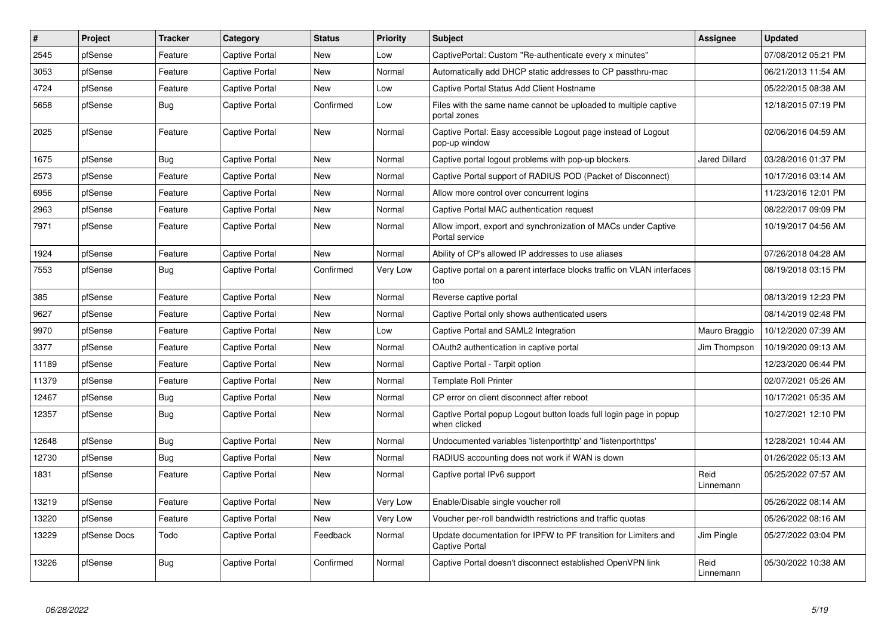| # | Project | Tracker | Category | Status | Priority | Subject | Assignee | Updated |
|---|---|---|---|---|---|---|---|---|
| 2545 | pfSense | Feature | Captive Portal | New | Low | CaptivePortal: Custom "Re-authenticate every x minutes" | | 07/08/2012 05:21 PM |
| 3053 | pfSense | Feature | Captive Portal | New | Normal | Automatically add DHCP static addresses to CP passthru-mac | | 06/21/2013 11:54 AM |
| 4724 | pfSense | Feature | Captive Portal | New | Low | Captive Portal Status Add Client Hostname | | 05/22/2015 08:38 AM |
| 5658 | pfSense | Bug | Captive Portal | Confirmed | Low | Files with the same name cannot be uploaded to multiple captive portal zones | | 12/18/2015 07:19 PM |
| 2025 | pfSense | Feature | Captive Portal | New | Normal | Captive Portal: Easy accessible Logout page instead of Logout pop-up window | | 02/06/2016 04:59 AM |
| 1675 | pfSense | Bug | Captive Portal | New | Normal | Captive portal logout problems with pop-up blockers. | Jared Dillard | 03/28/2016 01:37 PM |
| 2573 | pfSense | Feature | Captive Portal | New | Normal | Captive Portal support of RADIUS POD (Packet of Disconnect) | | 10/17/2016 03:14 AM |
| 6956 | pfSense | Feature | Captive Portal | New | Normal | Allow more control over concurrent logins | | 11/23/2016 12:01 PM |
| 2963 | pfSense | Feature | Captive Portal | New | Normal | Captive Portal MAC authentication request | | 08/22/2017 09:09 PM |
| 7971 | pfSense | Feature | Captive Portal | New | Normal | Allow import, export and synchronization of MACs under Captive Portal service | | 10/19/2017 04:56 AM |
| 1924 | pfSense | Feature | Captive Portal | New | Normal | Ability of CP's allowed IP addresses to use aliases | | 07/26/2018 04:28 AM |
| 7553 | pfSense | Bug | Captive Portal | Confirmed | Very Low | Captive portal on a parent interface blocks traffic on VLAN interfaces too | | 08/19/2018 03:15 PM |
| 385 | pfSense | Feature | Captive Portal | New | Normal | Reverse captive portal | | 08/13/2019 12:23 PM |
| 9627 | pfSense | Feature | Captive Portal | New | Normal | Captive Portal only shows authenticated users | | 08/14/2019 02:48 PM |
| 9970 | pfSense | Feature | Captive Portal | New | Low | Captive Portal and SAML2 Integration | Mauro Braggio | 10/12/2020 07:39 AM |
| 3377 | pfSense | Feature | Captive Portal | New | Normal | OAuth2 authentication in captive portal | Jim Thompson | 10/19/2020 09:13 AM |
| 11189 | pfSense | Feature | Captive Portal | New | Normal | Captive Portal - Tarpit option | | 12/23/2020 06:44 PM |
| 11379 | pfSense | Feature | Captive Portal | New | Normal | Template Roll Printer | | 02/07/2021 05:26 AM |
| 12467 | pfSense | Bug | Captive Portal | New | Normal | CP error on client disconnect after reboot | | 10/17/2021 05:35 AM |
| 12357 | pfSense | Bug | Captive Portal | New | Normal | Captive Portal popup Logout button loads full login page in popup when clicked | | 10/27/2021 12:10 PM |
| 12648 | pfSense | Bug | Captive Portal | New | Normal | Undocumented variables 'listenporthttp' and 'listenporthttps' | | 12/28/2021 10:44 AM |
| 12730 | pfSense | Bug | Captive Portal | New | Normal | RADIUS accounting does not work if WAN is down | | 01/26/2022 05:13 AM |
| 1831 | pfSense | Feature | Captive Portal | New | Normal | Captive portal IPv6 support | Reid Linnemann | 05/25/2022 07:57 AM |
| 13219 | pfSense | Feature | Captive Portal | New | Very Low | Enable/Disable single voucher roll | | 05/26/2022 08:14 AM |
| 13220 | pfSense | Feature | Captive Portal | New | Very Low | Voucher per-roll bandwidth restrictions and traffic quotas | | 05/26/2022 08:16 AM |
| 13229 | pfSense Docs | Todo | Captive Portal | Feedback | Normal | Update documentation for IPFW to PF transition for Limiters and Captive Portal | Jim Pingle | 05/27/2022 03:04 PM |
| 13226 | pfSense | Bug | Captive Portal | Confirmed | Normal | Captive Portal doesn't disconnect established OpenVPN link | Reid Linnemann | 05/30/2022 10:38 AM |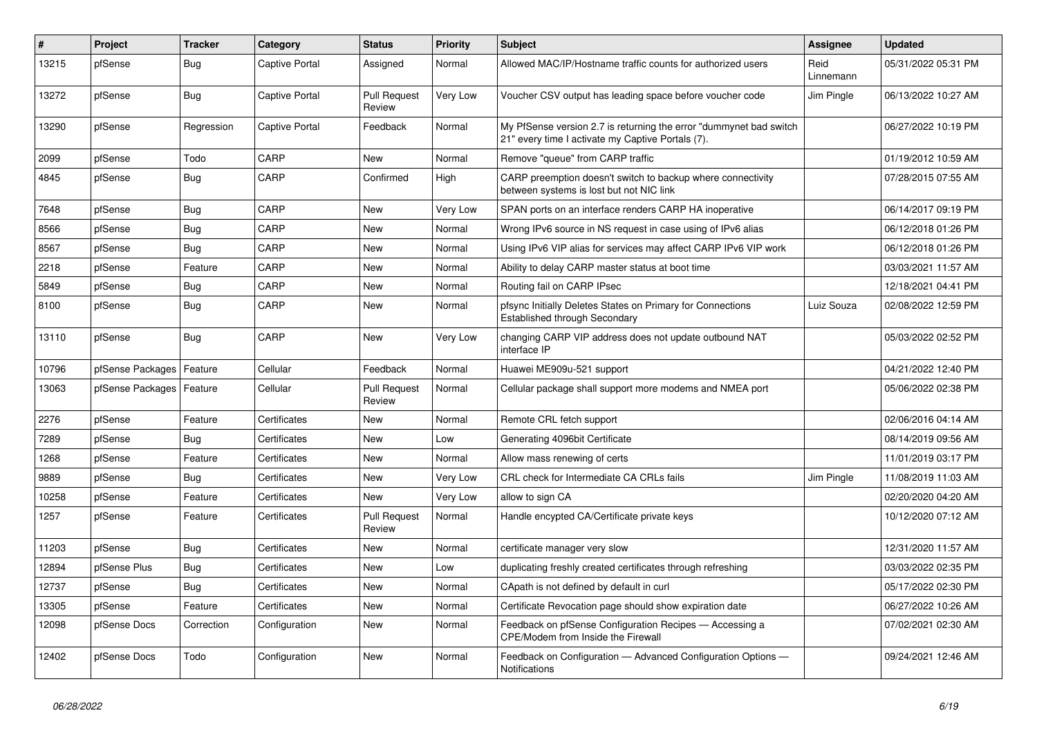| # | Project | Tracker | Category | Status | Priority | Subject | Assignee | Updated |
|---|---|---|---|---|---|---|---|---|
| 13215 | pfSense | Bug | Captive Portal | Assigned | Normal | Allowed MAC/IP/Hostname traffic counts for authorized users | Reid Linnemann | 05/31/2022 05:31 PM |
| 13272 | pfSense | Bug | Captive Portal | Pull Request Review | Very Low | Voucher CSV output has leading space before voucher code | Jim Pingle | 06/13/2022 10:27 AM |
| 13290 | pfSense | Regression | Captive Portal | Feedback | Normal | My PfSense version 2.7 is returning the error "dummynet bad switch 21" every time I activate my Captive Portals (7). | | 06/27/2022 10:19 PM |
| 2099 | pfSense | Todo | CARP | New | Normal | Remove "queue" from CARP traffic | | 01/19/2012 10:59 AM |
| 4845 | pfSense | Bug | CARP | Confirmed | High | CARP preemption doesn't switch to backup where connectivity between systems is lost but not NIC link | | 07/28/2015 07:55 AM |
| 7648 | pfSense | Bug | CARP | New | Very Low | SPAN ports on an interface renders CARP HA inoperative | | 06/14/2017 09:19 PM |
| 8566 | pfSense | Bug | CARP | New | Normal | Wrong IPv6 source in NS request in case using of IPv6 alias | | 06/12/2018 01:26 PM |
| 8567 | pfSense | Bug | CARP | New | Normal | Using IPv6 VIP alias for services may affect CARP IPv6 VIP work | | 06/12/2018 01:26 PM |
| 2218 | pfSense | Feature | CARP | New | Normal | Ability to delay CARP master status at boot time | | 03/03/2021 11:57 AM |
| 5849 | pfSense | Bug | CARP | New | Normal | Routing fail on CARP IPsec | | 12/18/2021 04:41 PM |
| 8100 | pfSense | Bug | CARP | New | Normal | pfsync Initially Deletes States on Primary for Connections Established through Secondary | Luiz Souza | 02/08/2022 12:59 PM |
| 13110 | pfSense | Bug | CARP | New | Very Low | changing CARP VIP address does not update outbound NAT interface IP | | 05/03/2022 02:52 PM |
| 10796 | pfSense Packages | Feature | Cellular | Feedback | Normal | Huawei ME909u-521 support | | 04/21/2022 12:40 PM |
| 13063 | pfSense Packages | Feature | Cellular | Pull Request Review | Normal | Cellular package shall support more modems and NMEA port | | 05/06/2022 02:38 PM |
| 2276 | pfSense | Feature | Certificates | New | Normal | Remote CRL fetch support | | 02/06/2016 04:14 AM |
| 7289 | pfSense | Bug | Certificates | New | Low | Generating 4096bit Certificate | | 08/14/2019 09:56 AM |
| 1268 | pfSense | Feature | Certificates | New | Normal | Allow mass renewing of certs | | 11/01/2019 03:17 PM |
| 9889 | pfSense | Bug | Certificates | New | Very Low | CRL check for Intermediate CA CRLs fails | Jim Pingle | 11/08/2019 11:03 AM |
| 10258 | pfSense | Feature | Certificates | New | Very Low | allow to sign CA | | 02/20/2020 04:20 AM |
| 1257 | pfSense | Feature | Certificates | Pull Request Review | Normal | Handle encypted CA/Certificate private keys | | 10/12/2020 07:12 AM |
| 11203 | pfSense | Bug | Certificates | New | Normal | certificate manager very slow | | 12/31/2020 11:57 AM |
| 12894 | pfSense Plus | Bug | Certificates | New | Low | duplicating freshly created certificates through refreshing | | 03/03/2022 02:35 PM |
| 12737 | pfSense | Bug | Certificates | New | Normal | CApath is not defined by default in curl | | 05/17/2022 02:30 PM |
| 13305 | pfSense | Feature | Certificates | New | Normal | Certificate Revocation page should show expiration date | | 06/27/2022 10:26 AM |
| 12098 | pfSense Docs | Correction | Configuration | New | Normal | Feedback on pfSense Configuration Recipes — Accessing a CPE/Modem from Inside the Firewall | | 07/02/2021 02:30 AM |
| 12402 | pfSense Docs | Todo | Configuration | New | Normal | Feedback on Configuration — Advanced Configuration Options — Notifications | | 09/24/2021 12:46 AM |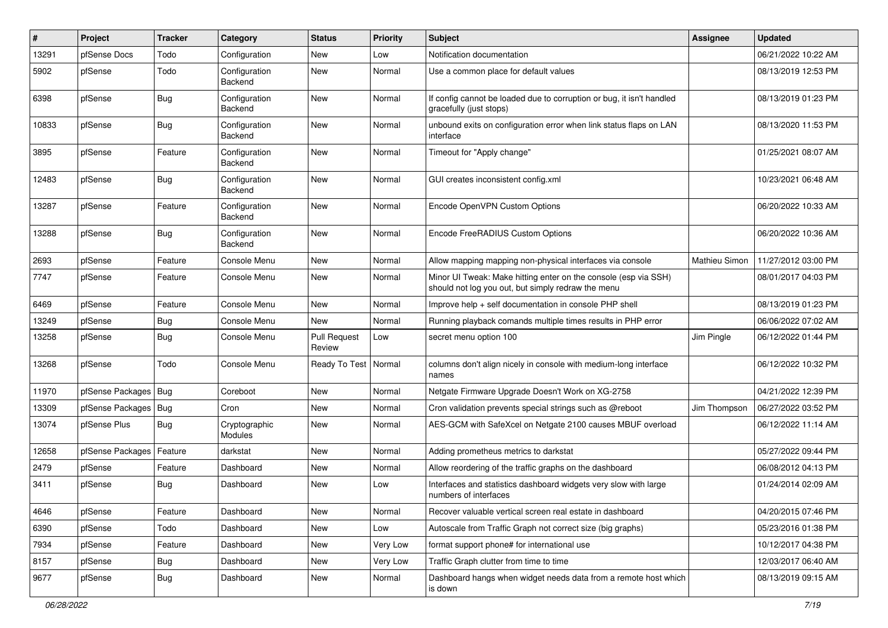| # | Project | Tracker | Category | Status | Priority | Subject | Assignee | Updated |
|---|---|---|---|---|---|---|---|---|
| 13291 | pfSense Docs | Todo | Configuration | New | Low | Notification documentation | | 06/21/2022 10:22 AM |
| 5902 | pfSense | Todo | Configuration Backend | New | Normal | Use a common place for default values | | 08/13/2019 12:53 PM |
| 6398 | pfSense | Bug | Configuration Backend | New | Normal | If config cannot be loaded due to corruption or bug, it isn't handled gracefully (just stops) | | 08/13/2019 01:23 PM |
| 10833 | pfSense | Bug | Configuration Backend | New | Normal | unbound exits on configuration error when link status flaps on LAN interface | | 08/13/2020 11:53 PM |
| 3895 | pfSense | Feature | Configuration Backend | New | Normal | Timeout for "Apply change" | | 01/25/2021 08:07 AM |
| 12483 | pfSense | Bug | Configuration Backend | New | Normal | GUI creates inconsistent config.xml | | 10/23/2021 06:48 AM |
| 13287 | pfSense | Feature | Configuration Backend | New | Normal | Encode OpenVPN Custom Options | | 06/20/2022 10:33 AM |
| 13288 | pfSense | Bug | Configuration Backend | New | Normal | Encode FreeRADIUS Custom Options | | 06/20/2022 10:36 AM |
| 2693 | pfSense | Feature | Console Menu | New | Normal | Allow mapping mapping non-physical interfaces via console | Mathieu Simon | 11/27/2012 03:00 PM |
| 7747 | pfSense | Feature | Console Menu | New | Normal | Minor UI Tweak: Make hitting enter on the console (esp via SSH) should not log you out, but simply redraw the menu | | 08/01/2017 04:03 PM |
| 6469 | pfSense | Feature | Console Menu | New | Normal | Improve help + self documentation in console PHP shell | | 08/13/2019 01:23 PM |
| 13249 | pfSense | Bug | Console Menu | New | Normal | Running playback comands multiple times results in PHP error | | 06/06/2022 07:02 AM |
| 13258 | pfSense | Bug | Console Menu | Pull Request Review | Low | secret menu option 100 | Jim Pingle | 06/12/2022 01:44 PM |
| 13268 | pfSense | Todo | Console Menu | Ready To Test | Normal | columns don't align nicely in console with medium-long interface names | | 06/12/2022 10:32 PM |
| 11970 | pfSense Packages | Bug | Coreboot | New | Normal | Netgate Firmware Upgrade Doesn't Work on XG-2758 | | 04/21/2022 12:39 PM |
| 13309 | pfSense Packages | Bug | Cron | New | Normal | Cron validation prevents special strings such as @reboot | Jim Thompson | 06/27/2022 03:52 PM |
| 13074 | pfSense Plus | Bug | Cryptographic Modules | New | Normal | AES-GCM with SafeXcel on Netgate 2100 causes MBUF overload | | 06/12/2022 11:14 AM |
| 12658 | pfSense Packages | Feature | darkstat | New | Normal | Adding prometheus metrics to darkstat | | 05/27/2022 09:44 PM |
| 2479 | pfSense | Feature | Dashboard | New | Normal | Allow reordering of the traffic graphs on the dashboard | | 06/08/2012 04:13 PM |
| 3411 | pfSense | Bug | Dashboard | New | Low | Interfaces and statistics dashboard widgets very slow with large numbers of interfaces | | 01/24/2014 02:09 AM |
| 4646 | pfSense | Feature | Dashboard | New | Normal | Recover valuable vertical screen real estate in dashboard | | 04/20/2015 07:46 PM |
| 6390 | pfSense | Todo | Dashboard | New | Low | Autoscale from Traffic Graph not correct size (big graphs) | | 05/23/2016 01:38 PM |
| 7934 | pfSense | Feature | Dashboard | New | Very Low | format support phone# for international use | | 10/12/2017 04:38 PM |
| 8157 | pfSense | Bug | Dashboard | New | Very Low | Traffic Graph clutter from time to time | | 12/03/2017 06:40 AM |
| 9677 | pfSense | Bug | Dashboard | New | Normal | Dashboard hangs when widget needs data from a remote host which is down | | 08/13/2019 09:15 AM |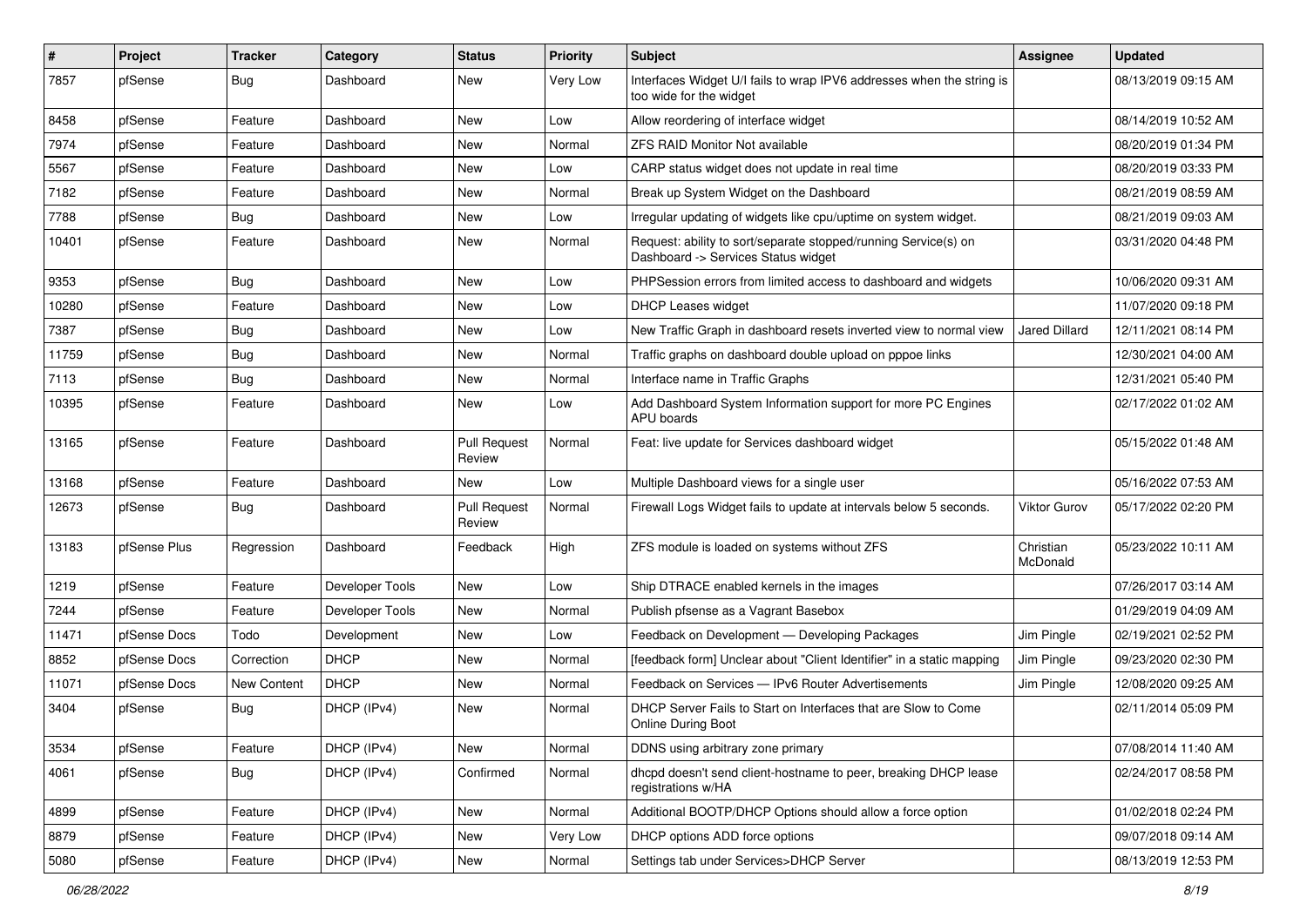| # | Project | Tracker | Category | Status | Priority | Subject | Assignee | Updated |
|---|---|---|---|---|---|---|---|---|
| 7857 | pfSense | Bug | Dashboard | New | Very Low | Interfaces Widget U/I fails to wrap IPV6 addresses when the string is too wide for the widget | | 08/13/2019 09:15 AM |
| 8458 | pfSense | Feature | Dashboard | New | Low | Allow reordering of interface widget | | 08/14/2019 10:52 AM |
| 7974 | pfSense | Feature | Dashboard | New | Normal | ZFS RAID Monitor Not available | | 08/20/2019 01:34 PM |
| 5567 | pfSense | Feature | Dashboard | New | Low | CARP status widget does not update in real time | | 08/20/2019 03:33 PM |
| 7182 | pfSense | Feature | Dashboard | New | Normal | Break up System Widget on the Dashboard | | 08/21/2019 08:59 AM |
| 7788 | pfSense | Bug | Dashboard | New | Low | Irregular updating of widgets like cpu/uptime on system widget. | | 08/21/2019 09:03 AM |
| 10401 | pfSense | Feature | Dashboard | New | Normal | Request: ability to sort/separate stopped/running Service(s) on Dashboard -> Services Status widget | | 03/31/2020 04:48 PM |
| 9353 | pfSense | Bug | Dashboard | New | Low | PHPSession errors from limited access to dashboard and widgets | | 10/06/2020 09:31 AM |
| 10280 | pfSense | Feature | Dashboard | New | Low | DHCP Leases widget | | 11/07/2020 09:18 PM |
| 7387 | pfSense | Bug | Dashboard | New | Low | New Traffic Graph in dashboard resets inverted view to normal view | Jared Dillard | 12/11/2021 08:14 PM |
| 11759 | pfSense | Bug | Dashboard | New | Normal | Traffic graphs on dashboard double upload on pppoe links | | 12/30/2021 04:00 AM |
| 7113 | pfSense | Bug | Dashboard | New | Normal | Interface name in Traffic Graphs | | 12/31/2021 05:40 PM |
| 10395 | pfSense | Feature | Dashboard | New | Low | Add Dashboard System Information support for more PC Engines APU boards | | 02/17/2022 01:02 AM |
| 13165 | pfSense | Feature | Dashboard | Pull Request Review | Normal | Feat: live update for Services dashboard widget | | 05/15/2022 01:48 AM |
| 13168 | pfSense | Feature | Dashboard | New | Low | Multiple Dashboard views for a single user | | 05/16/2022 07:53 AM |
| 12673 | pfSense | Bug | Dashboard | Pull Request Review | Normal | Firewall Logs Widget fails to update at intervals below 5 seconds. | Viktor Gurov | 05/17/2022 02:20 PM |
| 13183 | pfSense Plus | Regression | Dashboard | Feedback | High | ZFS module is loaded on systems without ZFS | Christian McDonald | 05/23/2022 10:11 AM |
| 1219 | pfSense | Feature | Developer Tools | New | Low | Ship DTRACE enabled kernels in the images | | 07/26/2017 03:14 AM |
| 7244 | pfSense | Feature | Developer Tools | New | Normal | Publish pfsense as a Vagrant Basebox | | 01/29/2019 04:09 AM |
| 11471 | pfSense Docs | Todo | Development | New | Low | Feedback on Development — Developing Packages | Jim Pingle | 02/19/2021 02:52 PM |
| 8852 | pfSense Docs | Correction | DHCP | New | Normal | [feedback form] Unclear about "Client Identifier" in a static mapping | Jim Pingle | 09/23/2020 02:30 PM |
| 11071 | pfSense Docs | New Content | DHCP | New | Normal | Feedback on Services — IPv6 Router Advertisements | Jim Pingle | 12/08/2020 09:25 AM |
| 3404 | pfSense | Bug | DHCP (IPv4) | New | Normal | DHCP Server Fails to Start on Interfaces that are Slow to Come Online During Boot | | 02/11/2014 05:09 PM |
| 3534 | pfSense | Feature | DHCP (IPv4) | New | Normal | DDNS using arbitrary zone primary | | 07/08/2014 11:40 AM |
| 4061 | pfSense | Bug | DHCP (IPv4) | Confirmed | Normal | dhcpd doesn't send client-hostname to peer, breaking DHCP lease registrations w/HA | | 02/24/2017 08:58 PM |
| 4899 | pfSense | Feature | DHCP (IPv4) | New | Normal | Additional BOOTP/DHCP Options should allow a force option | | 01/02/2018 02:24 PM |
| 8879 | pfSense | Feature | DHCP (IPv4) | New | Very Low | DHCP options ADD force options | | 09/07/2018 09:14 AM |
| 5080 | pfSense | Feature | DHCP (IPv4) | New | Normal | Settings tab under Services>DHCP Server | | 08/13/2019 12:53 PM |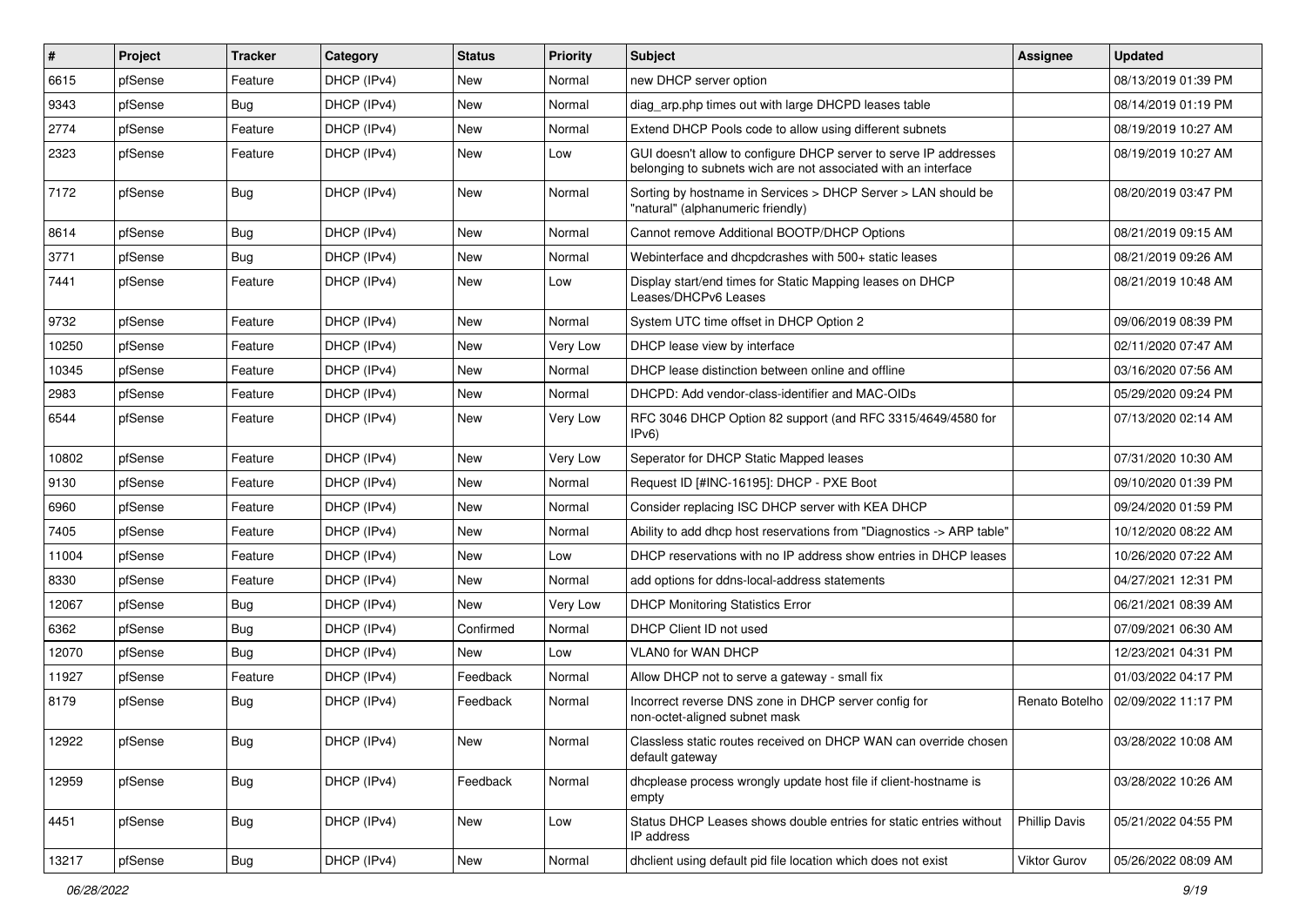| # | Project | Tracker | Category | Status | Priority | Subject | Assignee | Updated |
|---|---|---|---|---|---|---|---|---|
| 6615 | pfSense | Feature | DHCP (IPv4) | New | Normal | new DHCP server option | | 08/13/2019 01:39 PM |
| 9343 | pfSense | Bug | DHCP (IPv4) | New | Normal | diag_arp.php times out with large DHCPD leases table | | 08/14/2019 01:19 PM |
| 2774 | pfSense | Feature | DHCP (IPv4) | New | Normal | Extend DHCP Pools code to allow using different subnets | | 08/19/2019 10:27 AM |
| 2323 | pfSense | Feature | DHCP (IPv4) | New | Low | GUI doesn't allow to configure DHCP server to serve IP addresses belonging to subnets wich are not associated with an interface | | 08/19/2019 10:27 AM |
| 7172 | pfSense | Bug | DHCP (IPv4) | New | Normal | Sorting by hostname in Services > DHCP Server > LAN should be "natural" (alphanumeric friendly) | | 08/20/2019 03:47 PM |
| 8614 | pfSense | Bug | DHCP (IPv4) | New | Normal | Cannot remove Additional BOOTP/DHCP Options | | 08/21/2019 09:15 AM |
| 3771 | pfSense | Bug | DHCP (IPv4) | New | Normal | Webinterface and dhcpdcrashes with 500+ static leases | | 08/21/2019 09:26 AM |
| 7441 | pfSense | Feature | DHCP (IPv4) | New | Low | Display start/end times for Static Mapping leases on DHCP Leases/DHCPv6 Leases | | 08/21/2019 10:48 AM |
| 9732 | pfSense | Feature | DHCP (IPv4) | New | Normal | System UTC time offset in DHCP Option 2 | | 09/06/2019 08:39 PM |
| 10250 | pfSense | Feature | DHCP (IPv4) | New | Very Low | DHCP lease view by interface | | 02/11/2020 07:47 AM |
| 10345 | pfSense | Feature | DHCP (IPv4) | New | Normal | DHCP lease distinction between online and offline | | 03/16/2020 07:56 AM |
| 2983 | pfSense | Feature | DHCP (IPv4) | New | Normal | DHCPD: Add vendor-class-identifier and MAC-OIDs | | 05/29/2020 09:24 PM |
| 6544 | pfSense | Feature | DHCP (IPv4) | New | Very Low | RFC 3046 DHCP Option 82 support (and RFC 3315/4649/4580 for IPv6) | | 07/13/2020 02:14 AM |
| 10802 | pfSense | Feature | DHCP (IPv4) | New | Very Low | Seperator for DHCP Static Mapped leases | | 07/31/2020 10:30 AM |
| 9130 | pfSense | Feature | DHCP (IPv4) | New | Normal | Request ID [#INC-16195]: DHCP - PXE Boot | | 09/10/2020 01:39 PM |
| 6960 | pfSense | Feature | DHCP (IPv4) | New | Normal | Consider replacing ISC DHCP server with KEA DHCP | | 09/24/2020 01:59 PM |
| 7405 | pfSense | Feature | DHCP (IPv4) | New | Normal | Ability to add dhcp host reservations from "Diagnostics -> ARP table" | | 10/12/2020 08:22 AM |
| 11004 | pfSense | Feature | DHCP (IPv4) | New | Low | DHCP reservations with no IP address show entries in DHCP leases | | 10/26/2020 07:22 AM |
| 8330 | pfSense | Feature | DHCP (IPv4) | New | Normal | add options for ddns-local-address statements | | 04/27/2021 12:31 PM |
| 12067 | pfSense | Bug | DHCP (IPv4) | New | Very Low | DHCP Monitoring Statistics Error | | 06/21/2021 08:39 AM |
| 6362 | pfSense | Bug | DHCP (IPv4) | Confirmed | Normal | DHCP Client ID not used | | 07/09/2021 06:30 AM |
| 12070 | pfSense | Bug | DHCP (IPv4) | New | Low | VLAN0 for WAN DHCP | | 12/23/2021 04:31 PM |
| 11927 | pfSense | Feature | DHCP (IPv4) | Feedback | Normal | Allow DHCP not to serve a gateway - small fix | | 01/03/2022 04:17 PM |
| 8179 | pfSense | Bug | DHCP (IPv4) | Feedback | Normal | Incorrect reverse DNS zone in DHCP server config for non-octet-aligned subnet mask | Renato Botelho | 02/09/2022 11:17 PM |
| 12922 | pfSense | Bug | DHCP (IPv4) | New | Normal | Classless static routes received on DHCP WAN can override chosen default gateway | | 03/28/2022 10:08 AM |
| 12959 | pfSense | Bug | DHCP (IPv4) | Feedback | Normal | dhcplease process wrongly update host file if client-hostname is empty | | 03/28/2022 10:26 AM |
| 4451 | pfSense | Bug | DHCP (IPv4) | New | Low | Status DHCP Leases shows double entries for static entries without IP address | Phillip Davis | 05/21/2022 04:55 PM |
| 13217 | pfSense | Bug | DHCP (IPv4) | New | Normal | dhclient using default pid file location which does not exist | Viktor Gurov | 05/26/2022 08:09 AM |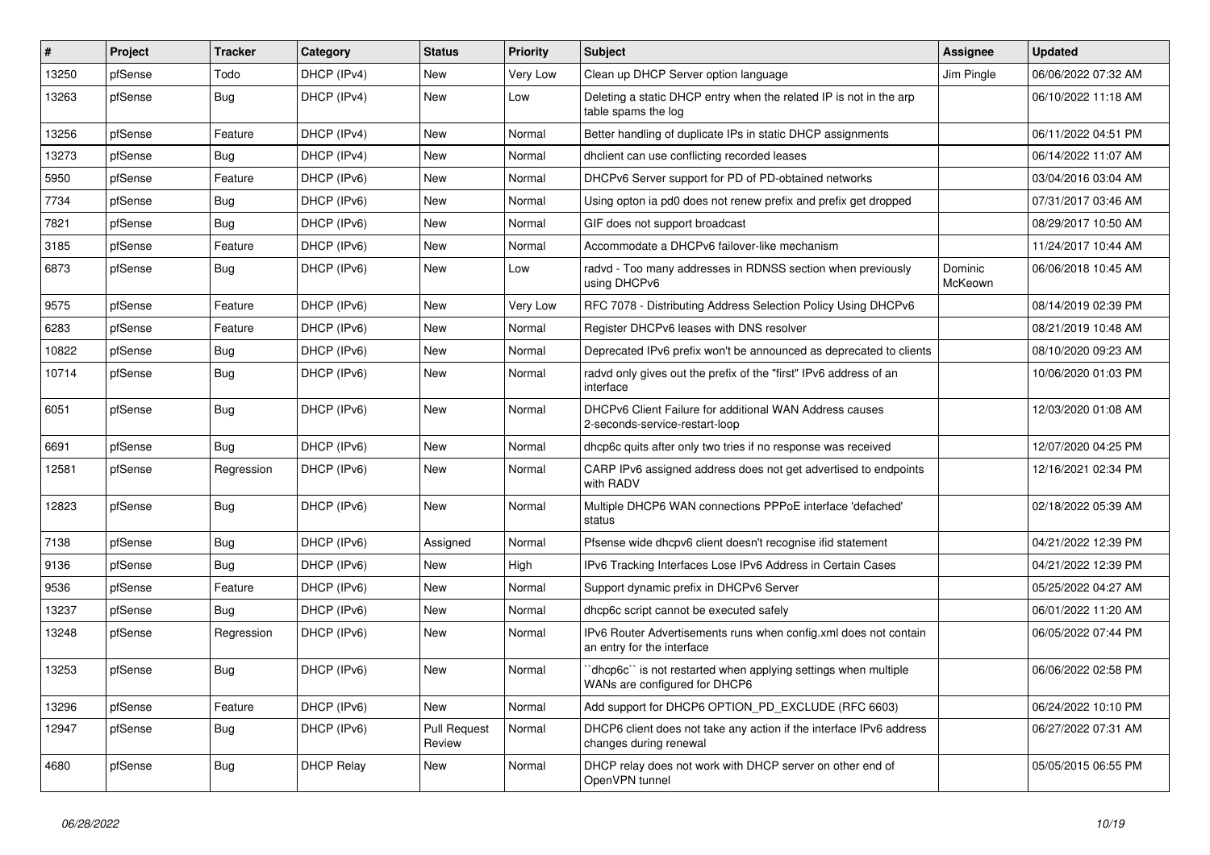| # | Project | Tracker | Category | Status | Priority | Subject | Assignee | Updated |
|---|---|---|---|---|---|---|---|---|
| 13250 | pfSense | Todo | DHCP (IPv4) | New | Very Low | Clean up DHCP Server option language | Jim Pingle | 06/06/2022 07:32 AM |
| 13263 | pfSense | Bug | DHCP (IPv4) | New | Low | Deleting a static DHCP entry when the related IP is not in the arp table spams the log | | 06/10/2022 11:18 AM |
| 13256 | pfSense | Feature | DHCP (IPv4) | New | Normal | Better handling of duplicate IPs in static DHCP assignments | | 06/11/2022 04:51 PM |
| 13273 | pfSense | Bug | DHCP (IPv4) | New | Normal | dhclient can use conflicting recorded leases | | 06/14/2022 11:07 AM |
| 5950 | pfSense | Feature | DHCP (IPv6) | New | Normal | DHCPv6 Server support for PD of PD-obtained networks | | 03/04/2016 03:04 AM |
| 7734 | pfSense | Bug | DHCP (IPv6) | New | Normal | Using opton ia pd0 does not renew prefix and prefix get dropped | | 07/31/2017 03:46 AM |
| 7821 | pfSense | Bug | DHCP (IPv6) | New | Normal | GIF does not support broadcast | | 08/29/2017 10:50 AM |
| 3185 | pfSense | Feature | DHCP (IPv6) | New | Normal | Accommodate a DHCPv6 failover-like mechanism | | 11/24/2017 10:44 AM |
| 6873 | pfSense | Bug | DHCP (IPv6) | New | Low | radvd - Too many addresses in RDNSS section when previously using DHCPv6 | Dominic McKeown | 06/06/2018 10:45 AM |
| 9575 | pfSense | Feature | DHCP (IPv6) | New | Very Low | RFC 7078 - Distributing Address Selection Policy Using DHCPv6 | | 08/14/2019 02:39 PM |
| 6283 | pfSense | Feature | DHCP (IPv6) | New | Normal | Register DHCPv6 leases with DNS resolver | | 08/21/2019 10:48 AM |
| 10822 | pfSense | Bug | DHCP (IPv6) | New | Normal | Deprecated IPv6 prefix won't be announced as deprecated to clients | | 08/10/2020 09:23 AM |
| 10714 | pfSense | Bug | DHCP (IPv6) | New | Normal | radvd only gives out the prefix of the "first" IPv6 address of an interface | | 10/06/2020 01:03 PM |
| 6051 | pfSense | Bug | DHCP (IPv6) | New | Normal | DHCPv6 Client Failure for additional WAN Address causes 2-seconds-service-restart-loop | | 12/03/2020 01:08 AM |
| 6691 | pfSense | Bug | DHCP (IPv6) | New | Normal | dhcp6c quits after only two tries if no response was received | | 12/07/2020 04:25 PM |
| 12581 | pfSense | Regression | DHCP (IPv6) | New | Normal | CARP IPv6 assigned address does not get advertised to endpoints with RADV | | 12/16/2021 02:34 PM |
| 12823 | pfSense | Bug | DHCP (IPv6) | New | Normal | Multiple DHCP6 WAN connections PPPoE interface 'defached' status | | 02/18/2022 05:39 AM |
| 7138 | pfSense | Bug | DHCP (IPv6) | Assigned | Normal | Pfsense wide dhcpv6 client doesn't recognise ifid statement | | 04/21/2022 12:39 PM |
| 9136 | pfSense | Bug | DHCP (IPv6) | New | High | IPv6 Tracking Interfaces Lose IPv6 Address in Certain Cases | | 04/21/2022 12:39 PM |
| 9536 | pfSense | Feature | DHCP (IPv6) | New | Normal | Support dynamic prefix in DHCPv6 Server | | 05/25/2022 04:27 AM |
| 13237 | pfSense | Bug | DHCP (IPv6) | New | Normal | dhcp6c script cannot be executed safely | | 06/01/2022 11:20 AM |
| 13248 | pfSense | Regression | DHCP (IPv6) | New | Normal | IPv6 Router Advertisements runs when config.xml does not contain an entry for the interface | | 06/05/2022 07:44 PM |
| 13253 | pfSense | Bug | DHCP (IPv6) | New | Normal | ``dhcp6c`` is not restarted when applying settings when multiple WANs are configured for DHCP6 | | 06/06/2022 02:58 PM |
| 13296 | pfSense | Feature | DHCP (IPv6) | New | Normal | Add support for DHCP6 OPTION_PD_EXCLUDE (RFC 6603) | | 06/24/2022 10:10 PM |
| 12947 | pfSense | Bug | DHCP (IPv6) | Pull Request Review | Normal | DHCP6 client does not take any action if the interface IPv6 address changes during renewal | | 06/27/2022 07:31 AM |
| 4680 | pfSense | Bug | DHCP Relay | New | Normal | DHCP relay does not work with DHCP server on other end of OpenVPN tunnel | | 05/05/2015 06:55 PM |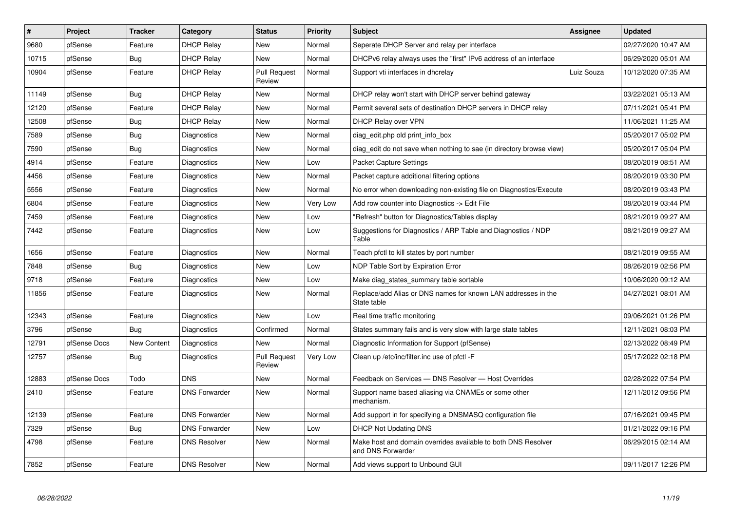| # | Project | Tracker | Category | Status | Priority | Subject | Assignee | Updated |
|---|---|---|---|---|---|---|---|---|
| 9680 | pfSense | Feature | DHCP Relay | New | Normal | Seperate DHCP Server and relay per interface | | 02/27/2020 10:47 AM |
| 10715 | pfSense | Bug | DHCP Relay | New | Normal | DHCPv6 relay always uses the "first" IPv6 address of an interface | | 06/29/2020 05:01 AM |
| 10904 | pfSense | Feature | DHCP Relay | Pull Request Review | Normal | Support vti interfaces in dhcrelay | Luiz Souza | 10/12/2020 07:35 AM |
| 11149 | pfSense | Bug | DHCP Relay | New | Normal | DHCP relay won't start with DHCP server behind gateway | | 03/22/2021 05:13 AM |
| 12120 | pfSense | Feature | DHCP Relay | New | Normal | Permit several sets of destination DHCP servers in DHCP relay | | 07/11/2021 05:41 PM |
| 12508 | pfSense | Bug | DHCP Relay | New | Normal | DHCP Relay over VPN | | 11/06/2021 11:25 AM |
| 7589 | pfSense | Bug | Diagnostics | New | Normal | diag_edit.php old print_info_box | | 05/20/2017 05:02 PM |
| 7590 | pfSense | Bug | Diagnostics | New | Normal | diag_edit do not save when nothing to sae (in directory browse view) | | 05/20/2017 05:04 PM |
| 4914 | pfSense | Feature | Diagnostics | New | Low | Packet Capture Settings | | 08/20/2019 08:51 AM |
| 4456 | pfSense | Feature | Diagnostics | New | Normal | Packet capture additional filtering options | | 08/20/2019 03:30 PM |
| 5556 | pfSense | Feature | Diagnostics | New | Normal | No error when downloading non-existing file on Diagnostics/Execute | | 08/20/2019 03:43 PM |
| 6804 | pfSense | Feature | Diagnostics | New | Very Low | Add row counter into Diagnostics -> Edit File | | 08/20/2019 03:44 PM |
| 7459 | pfSense | Feature | Diagnostics | New | Low | "Refresh" button for Diagnostics/Tables display | | 08/21/2019 09:27 AM |
| 7442 | pfSense | Feature | Diagnostics | New | Low | Suggestions for Diagnostics / ARP Table and Diagnostics / NDP Table | | 08/21/2019 09:27 AM |
| 1656 | pfSense | Feature | Diagnostics | New | Normal | Teach pfctl to kill states by port number | | 08/21/2019 09:55 AM |
| 7848 | pfSense | Bug | Diagnostics | New | Low | NDP Table Sort by Expiration Error | | 08/26/2019 02:56 PM |
| 9718 | pfSense | Feature | Diagnostics | New | Low | Make diag_states_summary table sortable | | 10/06/2020 09:12 AM |
| 11856 | pfSense | Feature | Diagnostics | New | Normal | Replace/add Alias or DNS names for known LAN addresses in the State table | | 04/27/2021 08:01 AM |
| 12343 | pfSense | Feature | Diagnostics | New | Low | Real time traffic monitoring | | 09/06/2021 01:26 PM |
| 3796 | pfSense | Bug | Diagnostics | Confirmed | Normal | States summary fails and is very slow with large state tables | | 12/11/2021 08:03 PM |
| 12791 | pfSense Docs | New Content | Diagnostics | New | Normal | Diagnostic Information for Support (pfSense) | | 02/13/2022 08:49 PM |
| 12757 | pfSense | Bug | Diagnostics | Pull Request Review | Very Low | Clean up /etc/inc/filter.inc use of pfctl -F | | 05/17/2022 02:18 PM |
| 12883 | pfSense Docs | Todo | DNS | New | Normal | Feedback on Services — DNS Resolver — Host Overrides | | 02/28/2022 07:54 PM |
| 2410 | pfSense | Feature | DNS Forwarder | New | Normal | Support name based aliasing via CNAMEs or some other mechanism. | | 12/11/2012 09:56 PM |
| 12139 | pfSense | Feature | DNS Forwarder | New | Normal | Add support in for specifying a DNSMASQ configuration file | | 07/16/2021 09:45 PM |
| 7329 | pfSense | Bug | DNS Forwarder | New | Low | DHCP Not Updating DNS | | 01/21/2022 09:16 PM |
| 4798 | pfSense | Feature | DNS Resolver | New | Normal | Make host and domain overrides available to both DNS Resolver and DNS Forwarder | | 06/29/2015 02:14 AM |
| 7852 | pfSense | Feature | DNS Resolver | New | Normal | Add views support to Unbound GUI | | 09/11/2017 12:26 PM |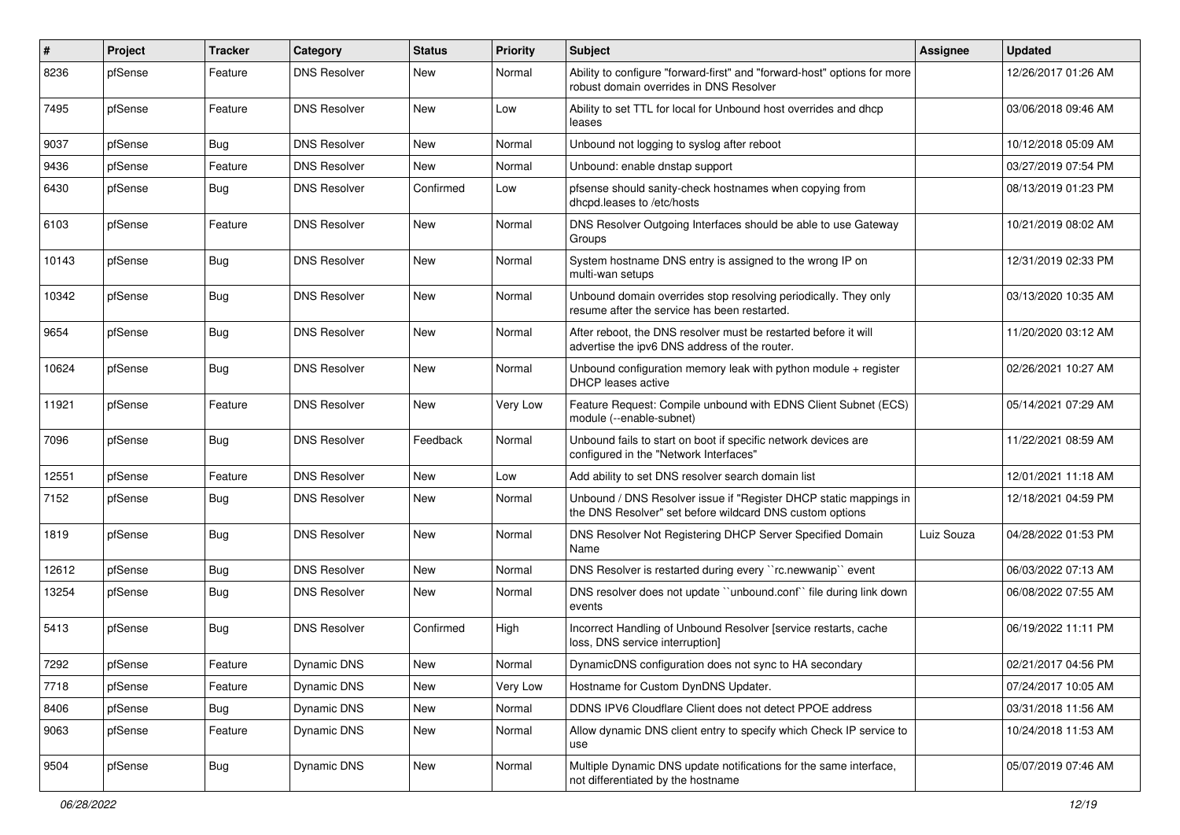| # | Project | Tracker | Category | Status | Priority | Subject | Assignee | Updated |
|---|---|---|---|---|---|---|---|---|
| 8236 | pfSense | Feature | DNS Resolver | New | Normal | Ability to configure "forward-first" and "forward-host" options for more robust domain overrides in DNS Resolver | | 12/26/2017 01:26 AM |
| 7495 | pfSense | Feature | DNS Resolver | New | Low | Ability to set TTL for local for Unbound host overrides and dhcp leases | | 03/06/2018 09:46 AM |
| 9037 | pfSense | Bug | DNS Resolver | New | Normal | Unbound not logging to syslog after reboot | | 10/12/2018 05:09 AM |
| 9436 | pfSense | Feature | DNS Resolver | New | Normal | Unbound: enable dnstap support | | 03/27/2019 07:54 PM |
| 6430 | pfSense | Bug | DNS Resolver | Confirmed | Low | pfsense should sanity-check hostnames when copying from dhcpd.leases to /etc/hosts | | 08/13/2019 01:23 PM |
| 6103 | pfSense | Feature | DNS Resolver | New | Normal | DNS Resolver Outgoing Interfaces should be able to use Gateway Groups | | 10/21/2019 08:02 AM |
| 10143 | pfSense | Bug | DNS Resolver | New | Normal | System hostname DNS entry is assigned to the wrong IP on multi-wan setups | | 12/31/2019 02:33 PM |
| 10342 | pfSense | Bug | DNS Resolver | New | Normal | Unbound domain overrides stop resolving periodically. They only resume after the service has been restarted. | | 03/13/2020 10:35 AM |
| 9654 | pfSense | Bug | DNS Resolver | New | Normal | After reboot, the DNS resolver must be restarted before it will advertise the ipv6 DNS address of the router. | | 11/20/2020 03:12 AM |
| 10624 | pfSense | Bug | DNS Resolver | New | Normal | Unbound configuration memory leak with python module + register DHCP leases active | | 02/26/2021 10:27 AM |
| 11921 | pfSense | Feature | DNS Resolver | New | Very Low | Feature Request: Compile unbound with EDNS Client Subnet (ECS) module (--enable-subnet) | | 05/14/2021 07:29 AM |
| 7096 | pfSense | Bug | DNS Resolver | Feedback | Normal | Unbound fails to start on boot if specific network devices are configured in the "Network Interfaces" | | 11/22/2021 08:59 AM |
| 12551 | pfSense | Feature | DNS Resolver | New | Low | Add ability to set DNS resolver search domain list | | 12/01/2021 11:18 AM |
| 7152 | pfSense | Bug | DNS Resolver | New | Normal | Unbound / DNS Resolver issue if "Register DHCP static mappings in the DNS Resolver" set before wildcard DNS custom options | | 12/18/2021 04:59 PM |
| 1819 | pfSense | Bug | DNS Resolver | New | Normal | DNS Resolver Not Registering DHCP Server Specified Domain Name | Luiz Souza | 04/28/2022 01:53 PM |
| 12612 | pfSense | Bug | DNS Resolver | New | Normal | DNS Resolver is restarted during every ``rc.newwanip`` event | | 06/03/2022 07:13 AM |
| 13254 | pfSense | Bug | DNS Resolver | New | Normal | DNS resolver does not update ``unbound.conf`` file during link down events | | 06/08/2022 07:55 AM |
| 5413 | pfSense | Bug | DNS Resolver | Confirmed | High | Incorrect Handling of Unbound Resolver [service restarts, cache loss, DNS service interruption] | | 06/19/2022 11:11 PM |
| 7292 | pfSense | Feature | Dynamic DNS | New | Normal | DynamicDNS configuration does not sync to HA secondary | | 02/21/2017 04:56 PM |
| 7718 | pfSense | Feature | Dynamic DNS | New | Very Low | Hostname for Custom DynDNS Updater. | | 07/24/2017 10:05 AM |
| 8406 | pfSense | Bug | Dynamic DNS | New | Normal | DDNS IPV6 Cloudflare Client does not detect PPOE address | | 03/31/2018 11:56 AM |
| 9063 | pfSense | Feature | Dynamic DNS | New | Normal | Allow dynamic DNS client entry to specify which Check IP service to use | | 10/24/2018 11:53 AM |
| 9504 | pfSense | Bug | Dynamic DNS | New | Normal | Multiple Dynamic DNS update notifications for the same interface, not differentiated by the hostname | | 05/07/2019 07:46 AM |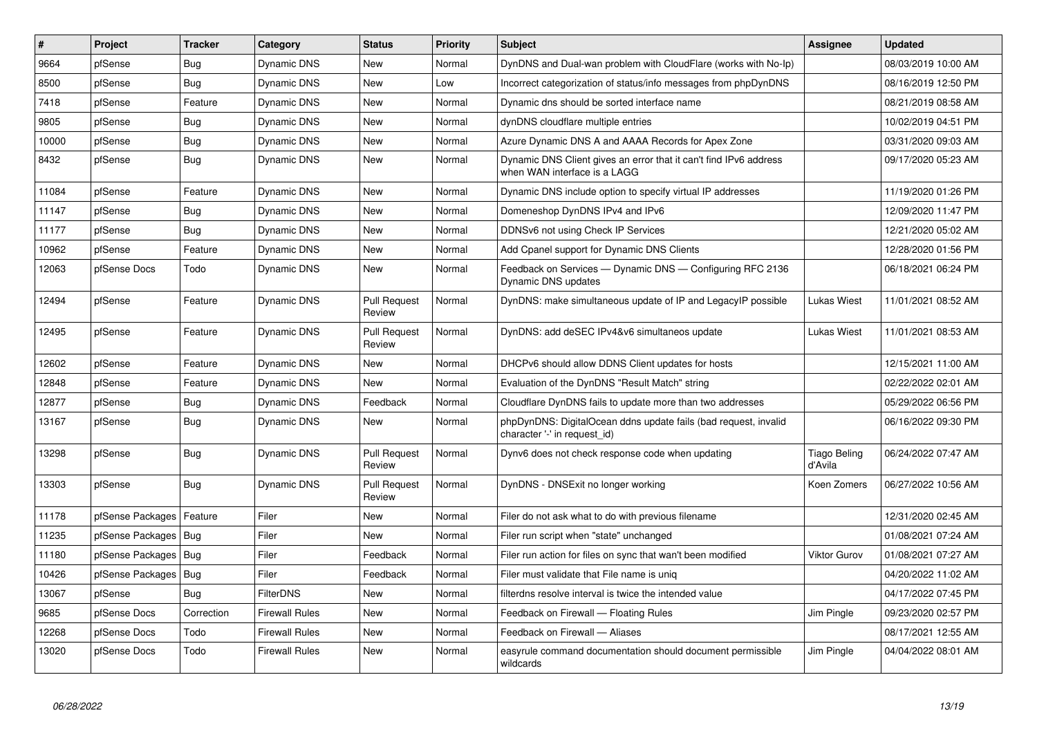| # | Project | Tracker | Category | Status | Priority | Subject | Assignee | Updated |
|---|---|---|---|---|---|---|---|---|
| 9664 | pfSense | Bug | Dynamic DNS | New | Normal | DynDNS and Dual-wan problem with CloudFlare (works with No-Ip) | | 08/03/2019 10:00 AM |
| 8500 | pfSense | Bug | Dynamic DNS | New | Low | Incorrect categorization of status/info messages from phpDynDNS | | 08/16/2019 12:50 PM |
| 7418 | pfSense | Feature | Dynamic DNS | New | Normal | Dynamic dns should be sorted interface name | | 08/21/2019 08:58 AM |
| 9805 | pfSense | Bug | Dynamic DNS | New | Normal | dynDNS cloudflare multiple entries | | 10/02/2019 04:51 PM |
| 10000 | pfSense | Bug | Dynamic DNS | New | Normal | Azure Dynamic DNS A and AAAA Records for Apex Zone | | 03/31/2020 09:03 AM |
| 8432 | pfSense | Bug | Dynamic DNS | New | Normal | Dynamic DNS Client gives an error that it can't find IPv6 address when WAN interface is a LAGG | | 09/17/2020 05:23 AM |
| 11084 | pfSense | Feature | Dynamic DNS | New | Normal | Dynamic DNS include option to specify virtual IP addresses | | 11/19/2020 01:26 PM |
| 11147 | pfSense | Bug | Dynamic DNS | New | Normal | Domeneshop DynDNS IPv4 and IPv6 | | 12/09/2020 11:47 PM |
| 11177 | pfSense | Bug | Dynamic DNS | New | Normal | DDNSv6 not using Check IP Services | | 12/21/2020 05:02 AM |
| 10962 | pfSense | Feature | Dynamic DNS | New | Normal | Add Cpanel support for Dynamic DNS Clients | | 12/28/2020 01:56 PM |
| 12063 | pfSense Docs | Todo | Dynamic DNS | New | Normal | Feedback on Services — Dynamic DNS — Configuring RFC 2136 Dynamic DNS updates | | 06/18/2021 06:24 PM |
| 12494 | pfSense | Feature | Dynamic DNS | Pull Request Review | Normal | DynDNS: make simultaneous update of IP and LegacyIP possible | Lukas Wiest | 11/01/2021 08:52 AM |
| 12495 | pfSense | Feature | Dynamic DNS | Pull Request Review | Normal | DynDNS: add deSEC IPv4&v6 simultaneos update | Lukas Wiest | 11/01/2021 08:53 AM |
| 12602 | pfSense | Feature | Dynamic DNS | New | Normal | DHCPv6 should allow DDNS Client updates for hosts | | 12/15/2021 11:00 AM |
| 12848 | pfSense | Feature | Dynamic DNS | New | Normal | Evaluation of the DynDNS "Result Match" string | | 02/22/2022 02:01 AM |
| 12877 | pfSense | Bug | Dynamic DNS | Feedback | Normal | Cloudflare DynDNS fails to update more than two addresses | | 05/29/2022 06:56 PM |
| 13167 | pfSense | Bug | Dynamic DNS | New | Normal | phpDynDNS: DigitalOcean ddns update fails (bad request, invalid character '-' in request_id) | | 06/16/2022 09:30 PM |
| 13298 | pfSense | Bug | Dynamic DNS | Pull Request Review | Normal | Dynv6 does not check response code when updating | Tiago Beling d'Avila | 06/24/2022 07:47 AM |
| 13303 | pfSense | Bug | Dynamic DNS | Pull Request Review | Normal | DynDNS - DNSExit no longer working | Koen Zomers | 06/27/2022 10:56 AM |
| 11178 | pfSense Packages | Feature | Filer | New | Normal | Filer do not ask what to do with previous filename | | 12/31/2020 02:45 AM |
| 11235 | pfSense Packages | Bug | Filer | New | Normal | Filer run script when "state" unchanged | | 01/08/2021 07:24 AM |
| 11180 | pfSense Packages | Bug | Filer | Feedback | Normal | Filer run action for files on sync that wan't been modified | Viktor Gurov | 01/08/2021 07:27 AM |
| 10426 | pfSense Packages | Bug | Filer | Feedback | Normal | Filer must validate that File name is uniq | | 04/20/2022 11:02 AM |
| 13067 | pfSense | Bug | FilterDNS | New | Normal | filterdns resolve interval is twice the intended value | | 04/17/2022 07:45 PM |
| 9685 | pfSense Docs | Correction | Firewall Rules | New | Normal | Feedback on Firewall — Floating Rules | Jim Pingle | 09/23/2020 02:57 PM |
| 12268 | pfSense Docs | Todo | Firewall Rules | New | Normal | Feedback on Firewall — Aliases | | 08/17/2021 12:55 AM |
| 13020 | pfSense Docs | Todo | Firewall Rules | New | Normal | easyrule command documentation should document permissible wildcards | Jim Pingle | 04/04/2022 08:01 AM |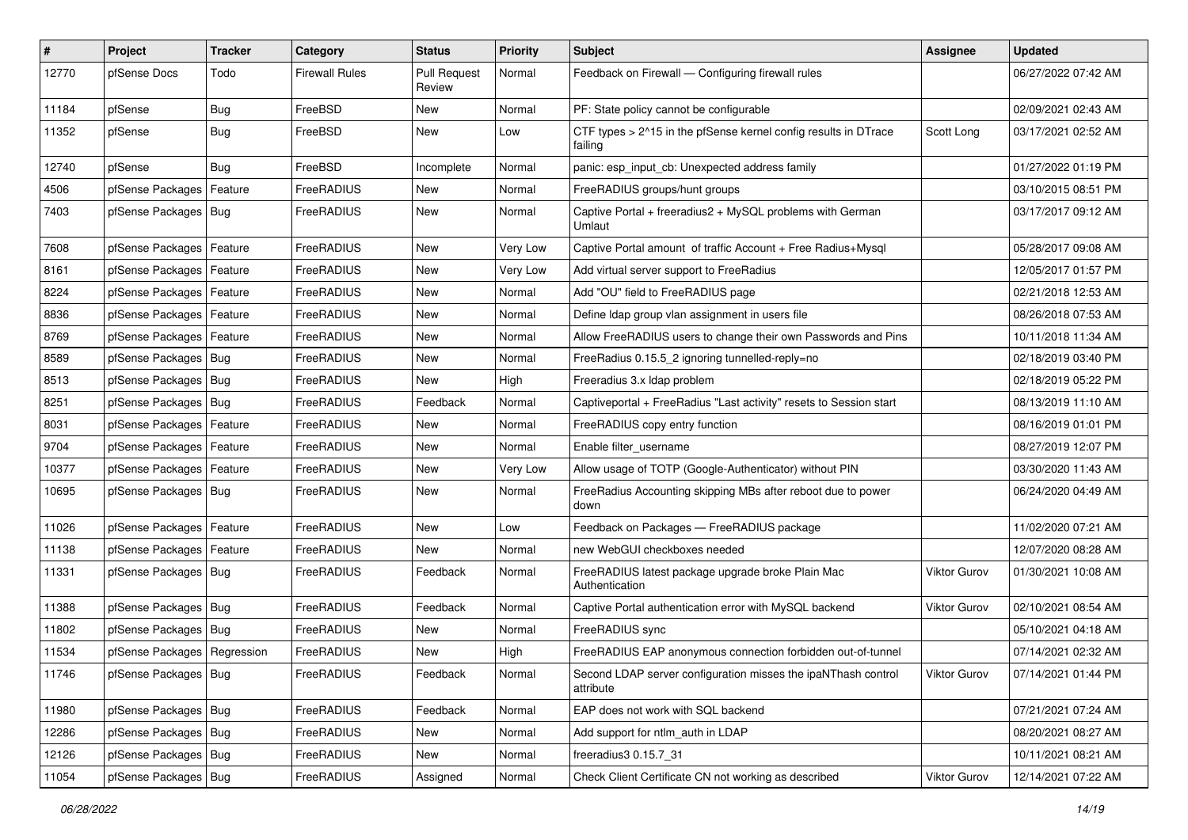| # | Project | Tracker | Category | Status | Priority | Subject | Assignee | Updated |
|---|---|---|---|---|---|---|---|---|
| 12770 | pfSense Docs | Todo | Firewall Rules | Pull Request Review | Normal | Feedback on Firewall — Configuring firewall rules | | 06/27/2022 07:42 AM |
| 11184 | pfSense | Bug | FreeBSD | New | Normal | PF: State policy cannot be configurable | | 02/09/2021 02:43 AM |
| 11352 | pfSense | Bug | FreeBSD | New | Low | CTF types > 2^15 in the pfSense kernel config results in DTrace failing | Scott Long | 03/17/2021 02:52 AM |
| 12740 | pfSense | Bug | FreeBSD | Incomplete | Normal | panic: esp_input_cb: Unexpected address family | | 01/27/2022 01:19 PM |
| 4506 | pfSense Packages | Feature | FreeRADIUS | New | Normal | FreeRADIUS groups/hunt groups | | 03/10/2015 08:51 PM |
| 7403 | pfSense Packages | Bug | FreeRADIUS | New | Normal | Captive Portal + freeradius2 + MySQL problems with German Umlaut | | 03/17/2017 09:12 AM |
| 7608 | pfSense Packages | Feature | FreeRADIUS | New | Very Low | Captive Portal amount of traffic Account + Free Radius+Mysql | | 05/28/2017 09:08 AM |
| 8161 | pfSense Packages | Feature | FreeRADIUS | New | Very Low | Add virtual server support to FreeRadius | | 12/05/2017 01:57 PM |
| 8224 | pfSense Packages | Feature | FreeRADIUS | New | Normal | Add "OU" field to FreeRADIUS page | | 02/21/2018 12:53 AM |
| 8836 | pfSense Packages | Feature | FreeRADIUS | New | Normal | Define ldap group vlan assignment in users file | | 08/26/2018 07:53 AM |
| 8769 | pfSense Packages | Feature | FreeRADIUS | New | Normal | Allow FreeRADIUS users to change their own Passwords and Pins | | 10/11/2018 11:34 AM |
| 8589 | pfSense Packages | Bug | FreeRADIUS | New | Normal | FreeRadius 0.15.5_2 ignoring tunnelled-reply=no | | 02/18/2019 03:40 PM |
| 8513 | pfSense Packages | Bug | FreeRADIUS | New | High | Freeradius 3.x ldap problem | | 02/18/2019 05:22 PM |
| 8251 | pfSense Packages | Bug | FreeRADIUS | Feedback | Normal | Captiveportal + FreeRadius "Last activity" resets to Session start | | 08/13/2019 11:10 AM |
| 8031 | pfSense Packages | Feature | FreeRADIUS | New | Normal | FreeRADIUS copy entry function | | 08/16/2019 01:01 PM |
| 9704 | pfSense Packages | Feature | FreeRADIUS | New | Normal | Enable filter_username | | 08/27/2019 12:07 PM |
| 10377 | pfSense Packages | Feature | FreeRADIUS | New | Very Low | Allow usage of TOTP (Google-Authenticator) without PIN | | 03/30/2020 11:43 AM |
| 10695 | pfSense Packages | Bug | FreeRADIUS | New | Normal | FreeRadius Accounting skipping MBs after reboot due to power down | | 06/24/2020 04:49 AM |
| 11026 | pfSense Packages | Feature | FreeRADIUS | New | Low | Feedback on Packages — FreeRADIUS package | | 11/02/2020 07:21 AM |
| 11138 | pfSense Packages | Feature | FreeRADIUS | New | Normal | new WebGUI checkboxes needed | | 12/07/2020 08:28 AM |
| 11331 | pfSense Packages | Bug | FreeRADIUS | Feedback | Normal | FreeRADIUS latest package upgrade broke Plain Mac Authentication | Viktor Gurov | 01/30/2021 10:08 AM |
| 11388 | pfSense Packages | Bug | FreeRADIUS | Feedback | Normal | Captive Portal authentication error with MySQL backend | Viktor Gurov | 02/10/2021 08:54 AM |
| 11802 | pfSense Packages | Bug | FreeRADIUS | New | Normal | FreeRADIUS sync | | 05/10/2021 04:18 AM |
| 11534 | pfSense Packages | Regression | FreeRADIUS | New | High | FreeRADIUS EAP anonymous connection forbidden out-of-tunnel | | 07/14/2021 02:32 AM |
| 11746 | pfSense Packages | Bug | FreeRADIUS | Feedback | Normal | Second LDAP server configuration misses the ipaNThash control attribute | Viktor Gurov | 07/14/2021 01:44 PM |
| 11980 | pfSense Packages | Bug | FreeRADIUS | Feedback | Normal | EAP does not work with SQL backend | | 07/21/2021 07:24 AM |
| 12286 | pfSense Packages | Bug | FreeRADIUS | New | Normal | Add support for ntlm_auth in LDAP | | 08/20/2021 08:27 AM |
| 12126 | pfSense Packages | Bug | FreeRADIUS | New | Normal | freeradius3 0.15.7_31 | | 10/11/2021 08:21 AM |
| 11054 | pfSense Packages | Bug | FreeRADIUS | Assigned | Normal | Check Client Certificate CN not working as described | Viktor Gurov | 12/14/2021 07:22 AM |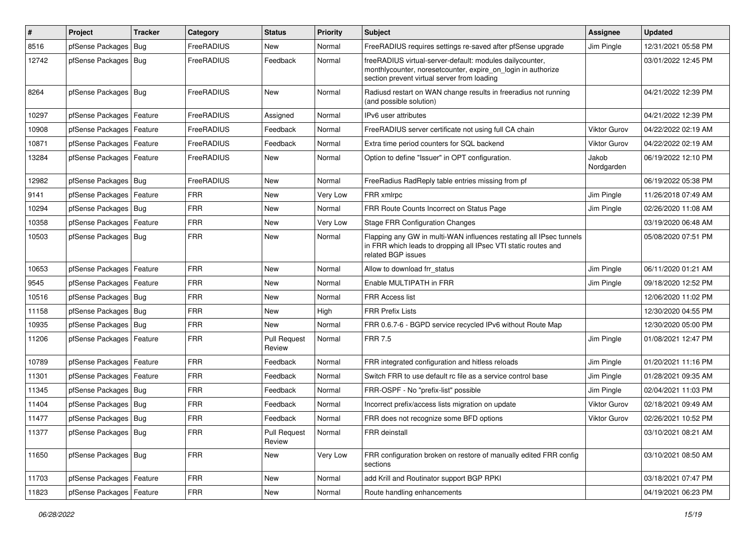| # | Project | Tracker | Category | Status | Priority | Subject | Assignee | Updated |
|---|---|---|---|---|---|---|---|---|
| 8516 | pfSense Packages | Bug | FreeRADIUS | New | Normal | FreeRADIUS requires settings re-saved after pfSense upgrade | Jim Pingle | 12/31/2021 05:58 PM |
| 12742 | pfSense Packages | Bug | FreeRADIUS | Feedback | Normal | freeRADIUS virtual-server-default: modules dailycounter, monthlycounter, noresetcounter, expire_on_login in authorize section prevent virtual server from loading | | 03/01/2022 12:45 PM |
| 8264 | pfSense Packages | Bug | FreeRADIUS | New | Normal | Radiusd restart on WAN change results in freeradius not running (and possible solution) | | 04/21/2022 12:39 PM |
| 10297 | pfSense Packages | Feature | FreeRADIUS | Assigned | Normal | IPv6 user attributes | | 04/21/2022 12:39 PM |
| 10908 | pfSense Packages | Feature | FreeRADIUS | Feedback | Normal | FreeRADIUS server certificate not using full CA chain | Viktor Gurov | 04/22/2022 02:19 AM |
| 10871 | pfSense Packages | Feature | FreeRADIUS | Feedback | Normal | Extra time period counters for SQL backend | Viktor Gurov | 04/22/2022 02:19 AM |
| 13284 | pfSense Packages | Feature | FreeRADIUS | New | Normal | Option to define "Issuer" in OPT configuration. | Jakob Nordgarden | 06/19/2022 12:10 PM |
| 12982 | pfSense Packages | Bug | FreeRADIUS | New | Normal | FreeRadius RadReply table entries missing from pf | | 06/19/2022 05:38 PM |
| 9141 | pfSense Packages | Feature | FRR | New | Very Low | FRR xmlrpc | Jim Pingle | 11/26/2018 07:49 AM |
| 10294 | pfSense Packages | Bug | FRR | New | Normal | FRR Route Counts Incorrect on Status Page | Jim Pingle | 02/26/2020 11:08 AM |
| 10358 | pfSense Packages | Feature | FRR | New | Very Low | Stage FRR Configuration Changes | | 03/19/2020 06:48 AM |
| 10503 | pfSense Packages | Bug | FRR | New | Normal | Flapping any GW in multi-WAN influences restating all IPsec tunnels in FRR which leads to dropping all IPsec VTI static routes and related BGP issues | | 05/08/2020 07:51 PM |
| 10653 | pfSense Packages | Feature | FRR | New | Normal | Allow to download frr_status | Jim Pingle | 06/11/2020 01:21 AM |
| 9545 | pfSense Packages | Feature | FRR | New | Normal | Enable MULTIPATH in FRR | Jim Pingle | 09/18/2020 12:52 PM |
| 10516 | pfSense Packages | Bug | FRR | New | Normal | FRR Access list | | 12/06/2020 11:02 PM |
| 11158 | pfSense Packages | Bug | FRR | New | High | FRR Prefix Lists | | 12/30/2020 04:55 PM |
| 10935 | pfSense Packages | Bug | FRR | New | Normal | FRR 0.6.7-6 - BGPD service recycled IPv6 without Route Map | | 12/30/2020 05:00 PM |
| 11206 | pfSense Packages | Feature | FRR | Pull Request Review | Normal | FRR 7.5 | Jim Pingle | 01/08/2021 12:47 PM |
| 10789 | pfSense Packages | Feature | FRR | Feedback | Normal | FRR integrated configuration and hitless reloads | Jim Pingle | 01/20/2021 11:16 PM |
| 11301 | pfSense Packages | Feature | FRR | Feedback | Normal | Switch FRR to use default rc file as a service control base | Jim Pingle | 01/28/2021 09:35 AM |
| 11345 | pfSense Packages | Bug | FRR | Feedback | Normal | FRR-OSPF - No "prefix-list" possible | Jim Pingle | 02/04/2021 11:03 PM |
| 11404 | pfSense Packages | Bug | FRR | Feedback | Normal | Incorrect prefix/access lists migration on update | Viktor Gurov | 02/18/2021 09:49 AM |
| 11477 | pfSense Packages | Bug | FRR | Feedback | Normal | FRR does not recognize some BFD options | Viktor Gurov | 02/26/2021 10:52 PM |
| 11377 | pfSense Packages | Bug | FRR | Pull Request Review | Normal | FRR deinstall | | 03/10/2021 08:21 AM |
| 11650 | pfSense Packages | Bug | FRR | New | Very Low | FRR configuration broken on restore of manually edited FRR config sections | | 03/10/2021 08:50 AM |
| 11703 | pfSense Packages | Feature | FRR | New | Normal | add Krill and Routinator support BGP RPKI | | 03/18/2021 07:47 PM |
| 11823 | pfSense Packages | Feature | FRR | New | Normal | Route handling enhancements | | 04/19/2021 06:23 PM |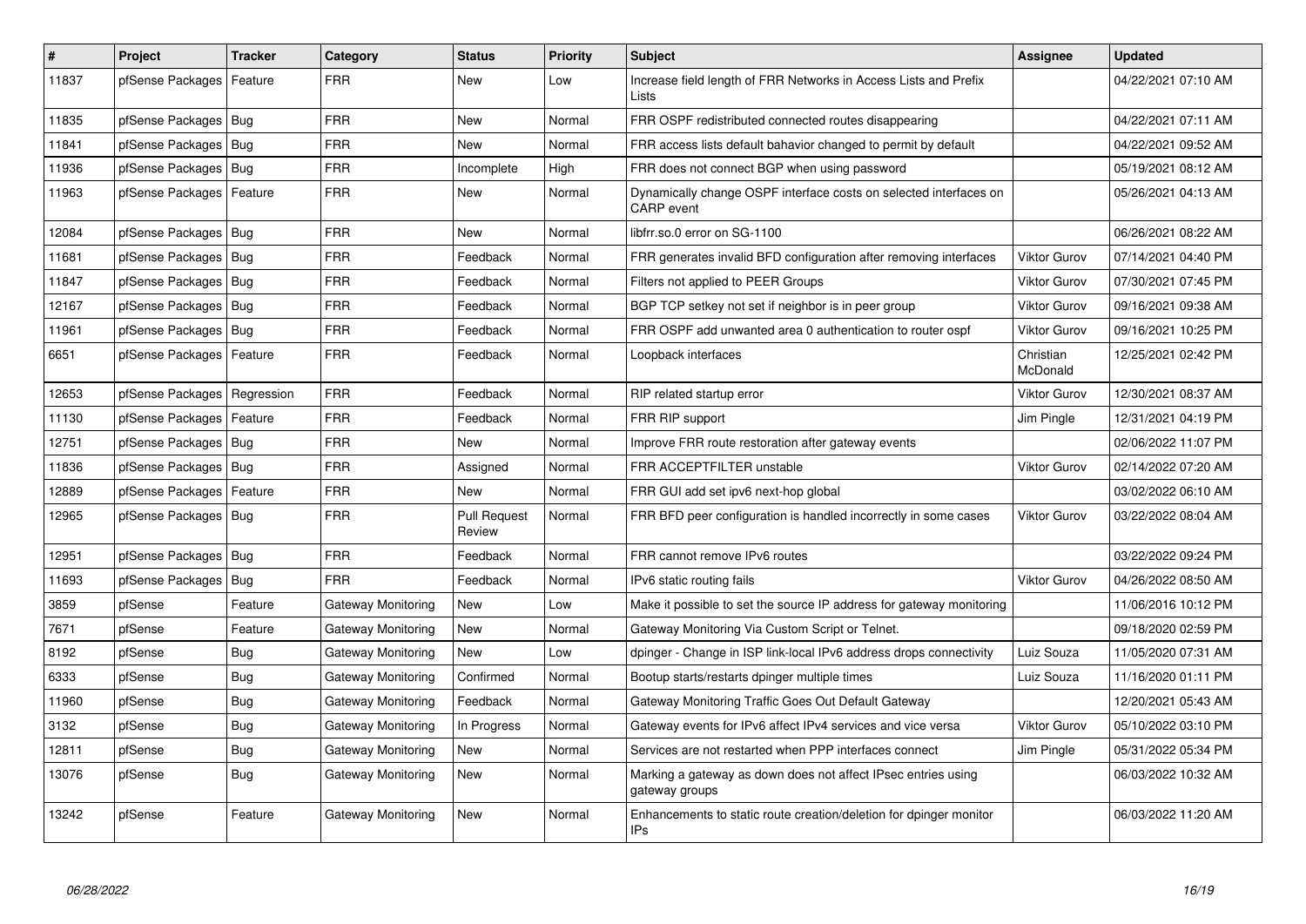| # | Project | Tracker | Category | Status | Priority | Subject | Assignee | Updated |
|---|---|---|---|---|---|---|---|---|
| 11837 | pfSense Packages | Feature | FRR | New | Low | Increase field length of FRR Networks in Access Lists and Prefix Lists | | 04/22/2021 07:10 AM |
| 11835 | pfSense Packages | Bug | FRR | New | Normal | FRR OSPF redistributed connected routes disappearing | | 04/22/2021 07:11 AM |
| 11841 | pfSense Packages | Bug | FRR | New | Normal | FRR access lists default bahavior changed to permit by default | | 04/22/2021 09:52 AM |
| 11936 | pfSense Packages | Bug | FRR | Incomplete | High | FRR does not connect BGP when using password | | 05/19/2021 08:12 AM |
| 11963 | pfSense Packages | Feature | FRR | New | Normal | Dynamically change OSPF interface costs on selected interfaces on CARP event | | 05/26/2021 04:13 AM |
| 12084 | pfSense Packages | Bug | FRR | New | Normal | libfrr.so.0 error on SG-1100 | | 06/26/2021 08:22 AM |
| 11681 | pfSense Packages | Bug | FRR | Feedback | Normal | FRR generates invalid BFD configuration after removing interfaces | Viktor Gurov | 07/14/2021 04:40 PM |
| 11847 | pfSense Packages | Bug | FRR | Feedback | Normal | Filters not applied to PEER Groups | Viktor Gurov | 07/30/2021 07:45 PM |
| 12167 | pfSense Packages | Bug | FRR | Feedback | Normal | BGP TCP setkey not set if neighbor is in peer group | Viktor Gurov | 09/16/2021 09:38 AM |
| 11961 | pfSense Packages | Bug | FRR | Feedback | Normal | FRR OSPF add unwanted area 0 authentication to router ospf | Viktor Gurov | 09/16/2021 10:25 PM |
| 6651 | pfSense Packages | Feature | FRR | Feedback | Normal | Loopback interfaces | Christian McDonald | 12/25/2021 02:42 PM |
| 12653 | pfSense Packages | Regression | FRR | Feedback | Normal | RIP related startup error | Viktor Gurov | 12/30/2021 08:37 AM |
| 11130 | pfSense Packages | Feature | FRR | Feedback | Normal | FRR RIP support | Jim Pingle | 12/31/2021 04:19 PM |
| 12751 | pfSense Packages | Bug | FRR | New | Normal | Improve FRR route restoration after gateway events | | 02/06/2022 11:07 PM |
| 11836 | pfSense Packages | Bug | FRR | Assigned | Normal | FRR ACCEPTFILTER unstable | Viktor Gurov | 02/14/2022 07:20 AM |
| 12889 | pfSense Packages | Feature | FRR | New | Normal | FRR GUI add set ipv6 next-hop global | | 03/02/2022 06:10 AM |
| 12965 | pfSense Packages | Bug | FRR | Pull Request Review | Normal | FRR BFD peer configuration is handled incorrectly in some cases | Viktor Gurov | 03/22/2022 08:04 AM |
| 12951 | pfSense Packages | Bug | FRR | Feedback | Normal | FRR cannot remove IPv6 routes | | 03/22/2022 09:24 PM |
| 11693 | pfSense Packages | Bug | FRR | Feedback | Normal | IPv6 static routing fails | Viktor Gurov | 04/26/2022 08:50 AM |
| 3859 | pfSense | Feature | Gateway Monitoring | New | Low | Make it possible to set the source IP address for gateway monitoring | | 11/06/2016 10:12 PM |
| 7671 | pfSense | Feature | Gateway Monitoring | New | Normal | Gateway Monitoring Via Custom Script or Telnet. | | 09/18/2020 02:59 PM |
| 8192 | pfSense | Bug | Gateway Monitoring | New | Low | dpinger - Change in ISP link-local IPv6 address drops connectivity | Luiz Souza | 11/05/2020 07:31 AM |
| 6333 | pfSense | Bug | Gateway Monitoring | Confirmed | Normal | Bootup starts/restarts dpinger multiple times | Luiz Souza | 11/16/2020 01:11 PM |
| 11960 | pfSense | Bug | Gateway Monitoring | Feedback | Normal | Gateway Monitoring Traffic Goes Out Default Gateway | | 12/20/2021 05:43 AM |
| 3132 | pfSense | Bug | Gateway Monitoring | In Progress | Normal | Gateway events for IPv6 affect IPv4 services and vice versa | Viktor Gurov | 05/10/2022 03:10 PM |
| 12811 | pfSense | Bug | Gateway Monitoring | New | Normal | Services are not restarted when PPP interfaces connect | Jim Pingle | 05/31/2022 05:34 PM |
| 13076 | pfSense | Bug | Gateway Monitoring | New | Normal | Marking a gateway as down does not affect IPsec entries using gateway groups | | 06/03/2022 10:32 AM |
| 13242 | pfSense | Feature | Gateway Monitoring | New | Normal | Enhancements to static route creation/deletion for dpinger monitor IPs | | 06/03/2022 11:20 AM |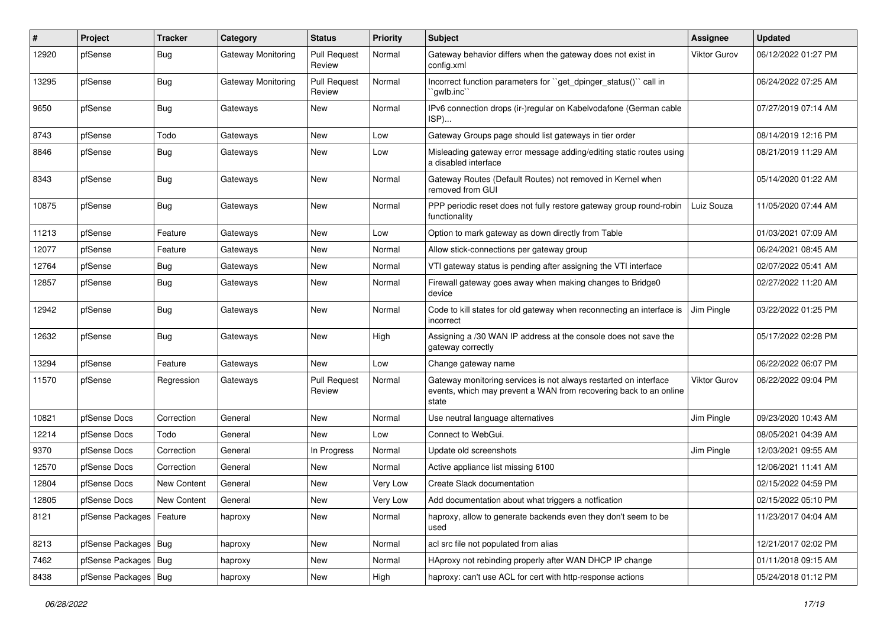| # | Project | Tracker | Category | Status | Priority | Subject | Assignee | Updated |
|---|---|---|---|---|---|---|---|---|
| 12920 | pfSense | Bug | Gateway Monitoring | Pull Request Review | Normal | Gateway behavior differs when the gateway does not exist in config.xml | Viktor Gurov | 06/12/2022 01:27 PM |
| 13295 | pfSense | Bug | Gateway Monitoring | Pull Request Review | Normal | Incorrect function parameters for ``get_dpinger_status()`` call in ``gwlb.inc`` | | 06/24/2022 07:25 AM |
| 9650 | pfSense | Bug | Gateways | New | Normal | IPv6 connection drops (ir-)regular on Kabelvodafone (German cable ISP)... | | 07/27/2019 07:14 AM |
| 8743 | pfSense | Todo | Gateways | New | Low | Gateway Groups page should list gateways in tier order | | 08/14/2019 12:16 PM |
| 8846 | pfSense | Bug | Gateways | New | Low | Misleading gateway error message adding/editing static routes using a disabled interface | | 08/21/2019 11:29 AM |
| 8343 | pfSense | Bug | Gateways | New | Normal | Gateway Routes (Default Routes) not removed in Kernel when removed from GUI | | 05/14/2020 01:22 AM |
| 10875 | pfSense | Bug | Gateways | New | Normal | PPP periodic reset does not fully restore gateway group round-robin functionality | Luiz Souza | 11/05/2020 07:44 AM |
| 11213 | pfSense | Feature | Gateways | New | Low | Option to mark gateway as down directly from Table | | 01/03/2021 07:09 AM |
| 12077 | pfSense | Feature | Gateways | New | Normal | Allow stick-connections per gateway group | | 06/24/2021 08:45 AM |
| 12764 | pfSense | Bug | Gateways | New | Normal | VTI gateway status is pending after assigning the VTI interface | | 02/07/2022 05:41 AM |
| 12857 | pfSense | Bug | Gateways | New | Normal | Firewall gateway goes away when making changes to Bridge0 device | | 02/27/2022 11:20 AM |
| 12942 | pfSense | Bug | Gateways | New | Normal | Code to kill states for old gateway when reconnecting an interface is incorrect | Jim Pingle | 03/22/2022 01:25 PM |
| 12632 | pfSense | Bug | Gateways | New | High | Assigning a /30 WAN IP address at the console does not save the gateway correctly | | 05/17/2022 02:28 PM |
| 13294 | pfSense | Feature | Gateways | New | Low | Change gateway name | | 06/22/2022 06:07 PM |
| 11570 | pfSense | Regression | Gateways | Pull Request Review | Normal | Gateway monitoring services is not always restarted on interface events, which may prevent a WAN from recovering back to an online state | Viktor Gurov | 06/22/2022 09:04 PM |
| 10821 | pfSense Docs | Correction | General | New | Normal | Use neutral language alternatives | Jim Pingle | 09/23/2020 10:43 AM |
| 12214 | pfSense Docs | Todo | General | New | Low | Connect to WebGui. | | 08/05/2021 04:39 AM |
| 9370 | pfSense Docs | Correction | General | In Progress | Normal | Update old screenshots | Jim Pingle | 12/03/2021 09:55 AM |
| 12570 | pfSense Docs | Correction | General | New | Normal | Active appliance list missing 6100 | | 12/06/2021 11:41 AM |
| 12804 | pfSense Docs | New Content | General | New | Very Low | Create Slack documentation | | 02/15/2022 04:59 PM |
| 12805 | pfSense Docs | New Content | General | New | Very Low | Add documentation about what triggers a notfication | | 02/15/2022 05:10 PM |
| 8121 | pfSense Packages | Feature | haproxy | New | Normal | haproxy, allow to generate backends even they don't seem to be used | | 11/23/2017 04:04 AM |
| 8213 | pfSense Packages | Bug | haproxy | New | Normal | acl src file not populated from alias | | 12/21/2017 02:02 PM |
| 7462 | pfSense Packages | Bug | haproxy | New | Normal | HAproxy not rebinding properly after WAN DHCP IP change | | 01/11/2018 09:15 AM |
| 8438 | pfSense Packages | Bug | haproxy | New | High | haproxy: can't use ACL for cert with http-response actions | | 05/24/2018 01:12 PM |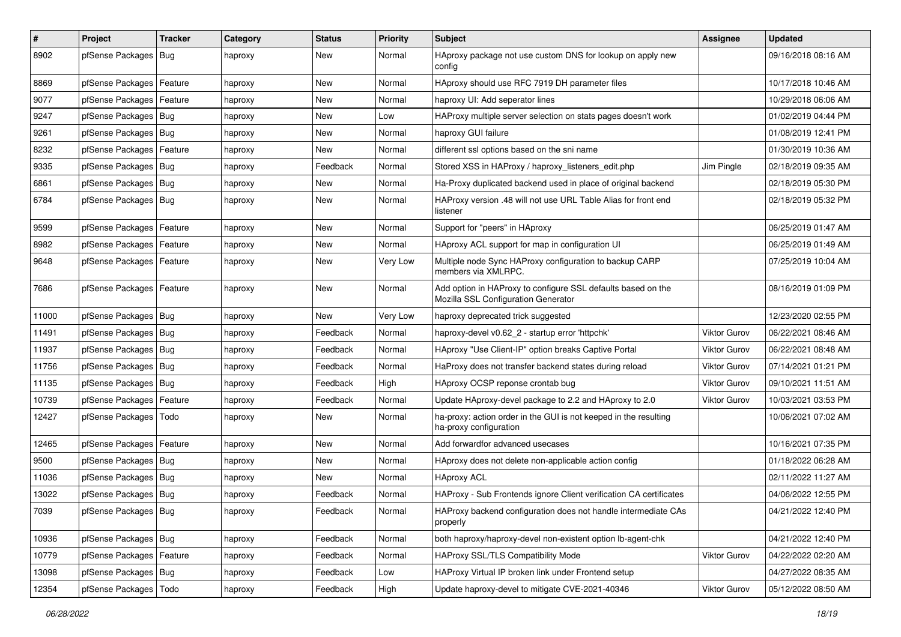| # | Project | Tracker | Category | Status | Priority | Subject | Assignee | Updated |
|---|---|---|---|---|---|---|---|---|
| 8902 | pfSense Packages | Bug | haproxy | New | Normal | HAproxy package not use custom DNS for lookup on apply new config | | 09/16/2018 08:16 AM |
| 8869 | pfSense Packages | Feature | haproxy | New | Normal | HAproxy should use RFC 7919 DH parameter files | | 10/17/2018 10:46 AM |
| 9077 | pfSense Packages | Feature | haproxy | New | Normal | haproxy UI: Add seperator lines | | 10/29/2018 06:06 AM |
| 9247 | pfSense Packages | Bug | haproxy | New | Low | HAProxy multiple server selection on stats pages doesn't work | | 01/02/2019 04:44 PM |
| 9261 | pfSense Packages | Bug | haproxy | New | Normal | haproxy GUI failure | | 01/08/2019 12:41 PM |
| 8232 | pfSense Packages | Feature | haproxy | New | Normal | different ssl options based on the sni name | | 01/30/2019 10:36 AM |
| 9335 | pfSense Packages | Bug | haproxy | Feedback | Normal | Stored XSS in HAProxy / haproxy_listeners_edit.php | Jim Pingle | 02/18/2019 09:35 AM |
| 6861 | pfSense Packages | Bug | haproxy | New | Normal | Ha-Proxy duplicated backend used in place of original backend | | 02/18/2019 05:30 PM |
| 6784 | pfSense Packages | Bug | haproxy | New | Normal | HAProxy version .48 will not use URL Table Alias for front end listener | | 02/18/2019 05:32 PM |
| 9599 | pfSense Packages | Feature | haproxy | New | Normal | Support for "peers" in HAproxy | | 06/25/2019 01:47 AM |
| 8982 | pfSense Packages | Feature | haproxy | New | Normal | HAproxy ACL support for map in configuration UI | | 06/25/2019 01:49 AM |
| 9648 | pfSense Packages | Feature | haproxy | New | Very Low | Multiple node Sync HAProxy configuration to backup CARP members via XMLRPC. | | 07/25/2019 10:04 AM |
| 7686 | pfSense Packages | Feature | haproxy | New | Normal | Add option in HAProxy to configure SSL defaults based on the Mozilla SSL Configuration Generator | | 08/16/2019 01:09 PM |
| 11000 | pfSense Packages | Bug | haproxy | New | Very Low | haproxy deprecated trick suggested | | 12/23/2020 02:55 PM |
| 11491 | pfSense Packages | Bug | haproxy | Feedback | Normal | haproxy-devel v0.62_2 - startup error 'httpchk' | Viktor Gurov | 06/22/2021 08:46 AM |
| 11937 | pfSense Packages | Bug | haproxy | Feedback | Normal | HAproxy "Use Client-IP" option breaks Captive Portal | Viktor Gurov | 06/22/2021 08:48 AM |
| 11756 | pfSense Packages | Bug | haproxy | Feedback | Normal | HaProxy does not transfer backend states during reload | Viktor Gurov | 07/14/2021 01:21 PM |
| 11135 | pfSense Packages | Bug | haproxy | Feedback | High | HAproxy OCSP reponse crontab bug | Viktor Gurov | 09/10/2021 11:51 AM |
| 10739 | pfSense Packages | Feature | haproxy | Feedback | Normal | Update HAproxy-devel package to 2.2 and HAproxy to 2.0 | Viktor Gurov | 10/03/2021 03:53 PM |
| 12427 | pfSense Packages | Todo | haproxy | New | Normal | ha-proxy: action order in the GUI is not keeped in the resulting ha-proxy configuration | | 10/06/2021 07:02 AM |
| 12465 | pfSense Packages | Feature | haproxy | New | Normal | Add forwardfor advanced usecases | | 10/16/2021 07:35 PM |
| 9500 | pfSense Packages | Bug | haproxy | New | Normal | HAproxy does not delete non-applicable action config | | 01/18/2022 06:28 AM |
| 11036 | pfSense Packages | Bug | haproxy | New | Normal | HAproxy ACL | | 02/11/2022 11:27 AM |
| 13022 | pfSense Packages | Bug | haproxy | Feedback | Normal | HAProxy - Sub Frontends ignore Client verification CA certificates | | 04/06/2022 12:55 PM |
| 7039 | pfSense Packages | Bug | haproxy | Feedback | Normal | HAProxy backend configuration does not handle intermediate CAs properly | | 04/21/2022 12:40 PM |
| 10936 | pfSense Packages | Bug | haproxy | Feedback | Normal | both haproxy/haproxy-devel non-existent option lb-agent-chk | | 04/21/2022 12:40 PM |
| 10779 | pfSense Packages | Feature | haproxy | Feedback | Normal | HAProxy SSL/TLS Compatibility Mode | Viktor Gurov | 04/22/2022 02:20 AM |
| 13098 | pfSense Packages | Bug | haproxy | Feedback | Low | HAProxy Virtual IP broken link under Frontend setup | | 04/27/2022 08:35 AM |
| 12354 | pfSense Packages | Todo | haproxy | Feedback | High | Update haproxy-devel to mitigate CVE-2021-40346 | Viktor Gurov | 05/12/2022 08:50 AM |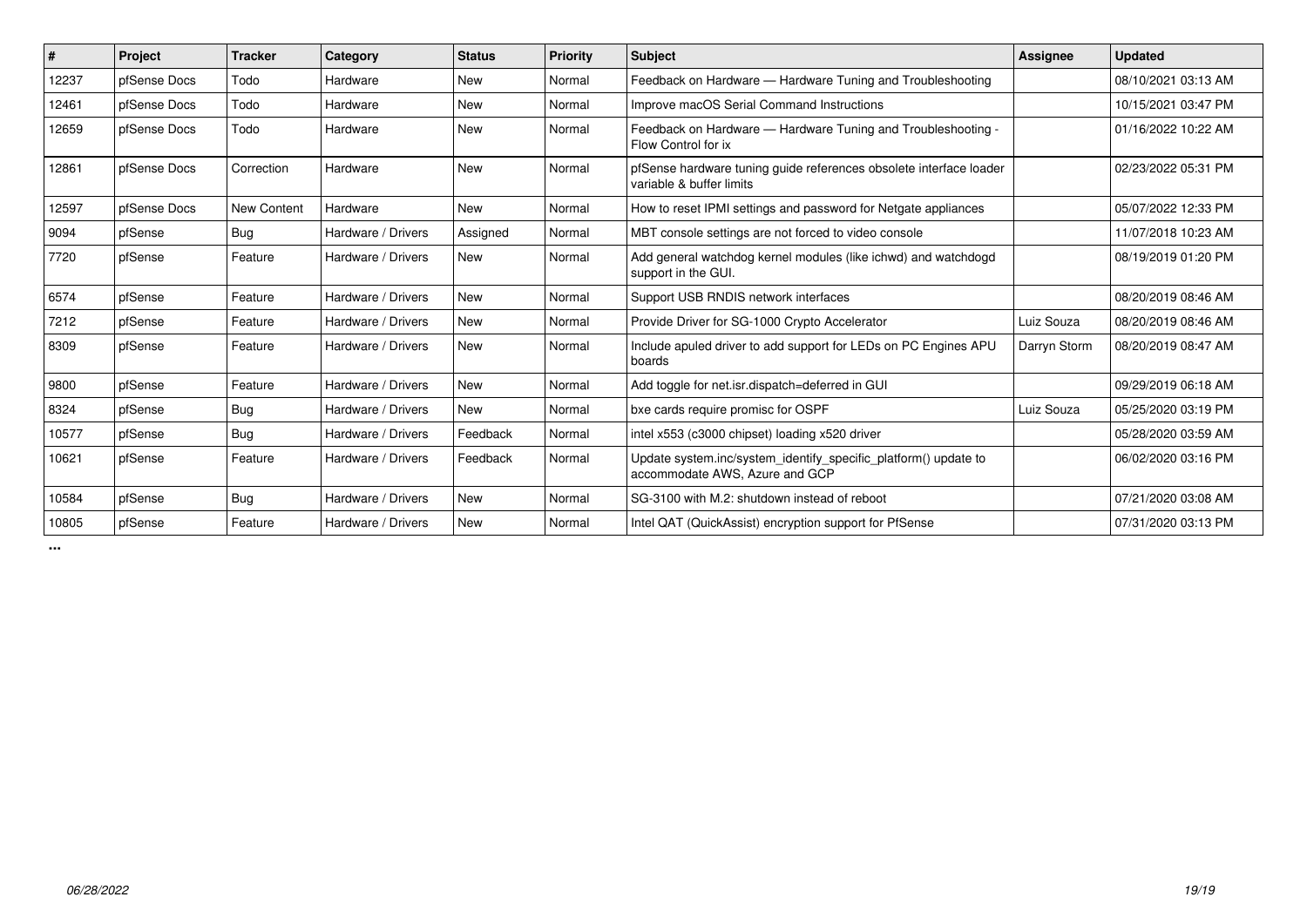| # | Project | Tracker | Category | Status | Priority | Subject | Assignee | Updated |
|---|---|---|---|---|---|---|---|---|
| 12237 | pfSense Docs | Todo | Hardware | New | Normal | Feedback on Hardware — Hardware Tuning and Troubleshooting | | 08/10/2021 03:13 AM |
| 12461 | pfSense Docs | Todo | Hardware | New | Normal | Improve macOS Serial Command Instructions | | 10/15/2021 03:47 PM |
| 12659 | pfSense Docs | Todo | Hardware | New | Normal | Feedback on Hardware — Hardware Tuning and Troubleshooting - Flow Control for ix | | 01/16/2022 10:22 AM |
| 12861 | pfSense Docs | Correction | Hardware | New | Normal | pfSense hardware tuning guide references obsolete interface loader variable & buffer limits | | 02/23/2022 05:31 PM |
| 12597 | pfSense Docs | New Content | Hardware | New | Normal | How to reset IPMI settings and password for Netgate appliances | | 05/07/2022 12:33 PM |
| 9094 | pfSense | Bug | Hardware / Drivers | Assigned | Normal | MBT console settings are not forced to video console | | 11/07/2018 10:23 AM |
| 7720 | pfSense | Feature | Hardware / Drivers | New | Normal | Add general watchdog kernel modules (like ichwd) and watchdogd support in the GUI. | | 08/19/2019 01:20 PM |
| 6574 | pfSense | Feature | Hardware / Drivers | New | Normal | Support USB RNDIS network interfaces | | 08/20/2019 08:46 AM |
| 7212 | pfSense | Feature | Hardware / Drivers | New | Normal | Provide Driver for SG-1000 Crypto Accelerator | Luiz Souza | 08/20/2019 08:46 AM |
| 8309 | pfSense | Feature | Hardware / Drivers | New | Normal | Include apuled driver to add support for LEDs on PC Engines APU boards | Darryn Storm | 08/20/2019 08:47 AM |
| 9800 | pfSense | Feature | Hardware / Drivers | New | Normal | Add toggle for net.isr.dispatch=deferred in GUI | | 09/29/2019 06:18 AM |
| 8324 | pfSense | Bug | Hardware / Drivers | New | Normal | bxe cards require promisc for OSPF | Luiz Souza | 05/25/2020 03:19 PM |
| 10577 | pfSense | Bug | Hardware / Drivers | Feedback | Normal | intel x553 (c3000 chipset) loading x520 driver | | 05/28/2020 03:59 AM |
| 10621 | pfSense | Feature | Hardware / Drivers | Feedback | Normal | Update system.inc/system_identify_specific_platform() update to accommodate AWS, Azure and GCP | | 06/02/2020 03:16 PM |
| 10584 | pfSense | Bug | Hardware / Drivers | New | Normal | SG-3100 with M.2: shutdown instead of reboot | | 07/21/2020 03:08 AM |
| 10805 | pfSense | Feature | Hardware / Drivers | New | Normal | Intel QAT (QuickAssist) encryption support for PfSense | | 07/31/2020 03:13 PM |

...